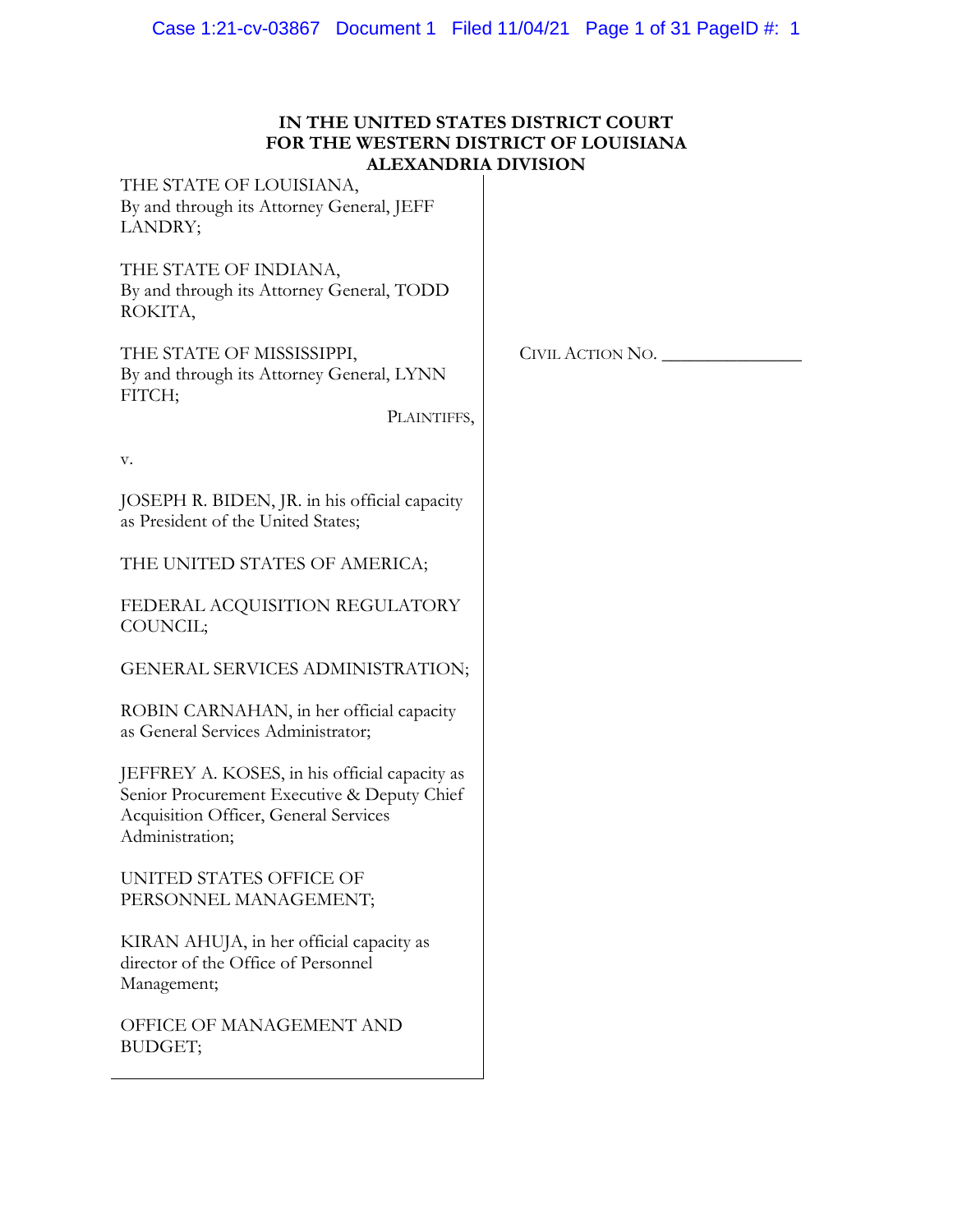**IN THE UNITED STATES DISTRICT COURT**
**FOR THE WESTERN DISTRICT OF LOUISIANA**
**ALEXANDRIA DIVISION**

THE STATE OF LOUISIANA,
By and through its Attorney General, JEFF LANDRY;

THE STATE OF INDIANA,
By and through its Attorney General, TODD ROKITA,

THE STATE OF MISSISSIPPI,
By and through its Attorney General, LYNN FITCH;

PLAINTIFFS,

v.

JOSEPH R. BIDEN, JR. in his official capacity as President of the United States;

THE UNITED STATES OF AMERICA;

FEDERAL ACQUISITION REGULATORY COUNCIL;

GENERAL SERVICES ADMINISTRATION;

ROBIN CARNAHAN, in her official capacity as General Services Administrator;

JEFFREY A. KOSES, in his official capacity as Senior Procurement Executive & Deputy Chief Acquisition Officer, General Services Administration;

UNITED STATES OFFICE OF PERSONNEL MANAGEMENT;

KIRAN AHUJA, in her official capacity as director of the Office of Personnel Management;

OFFICE OF MANAGEMENT AND BUDGET;

CIVIL ACTION NO. _______________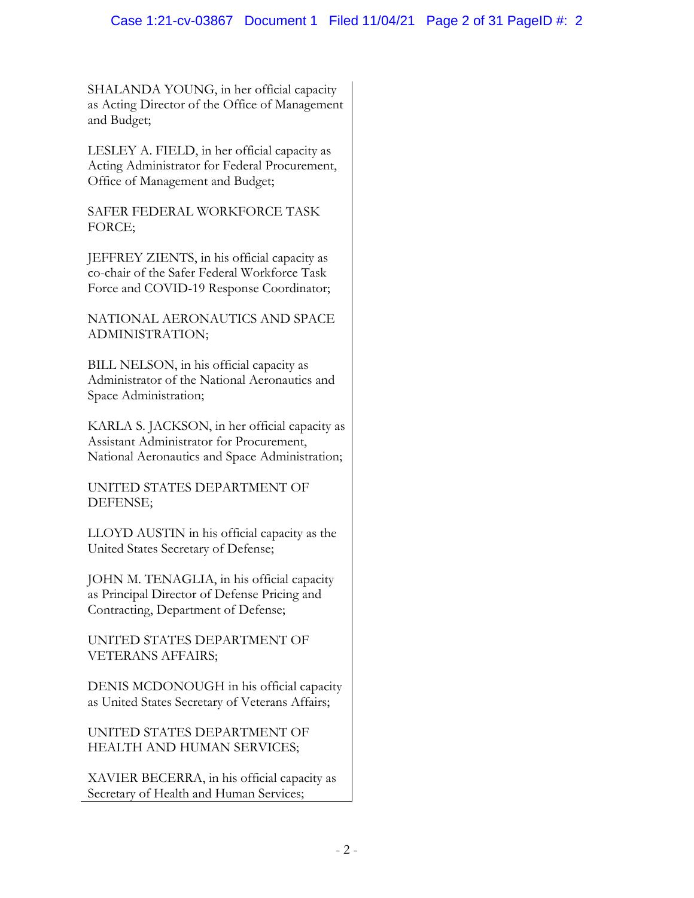SHALANDA YOUNG, in her official capacity as Acting Director of the Office of Management and Budget;

LESLEY A. FIELD, in her official capacity as Acting Administrator for Federal Procurement, Office of Management and Budget;

SAFER FEDERAL WORKFORCE TASK FORCE;

JEFFREY ZIENTS, in his official capacity as co-chair of the Safer Federal Workforce Task Force and COVID-19 Response Coordinator;

NATIONAL AERONAUTICS AND SPACE ADMINISTRATION;

BILL NELSON, in his official capacity as Administrator of the National Aeronautics and Space Administration;

KARLA S. JACKSON, in her official capacity as Assistant Administrator for Procurement, National Aeronautics and Space Administration;

UNITED STATES DEPARTMENT OF DEFENSE;

LLOYD AUSTIN in his official capacity as the United States Secretary of Defense;

JOHN M. TENAGLIA, in his official capacity as Principal Director of Defense Pricing and Contracting, Department of Defense;

UNITED STATES DEPARTMENT OF VETERANS AFFAIRS;

DENIS MCDONOUGH in his official capacity as United States Secretary of Veterans Affairs;

UNITED STATES DEPARTMENT OF HEALTH AND HUMAN SERVICES;

XAVIER BECERRA, in his official capacity as Secretary of Health and Human Services;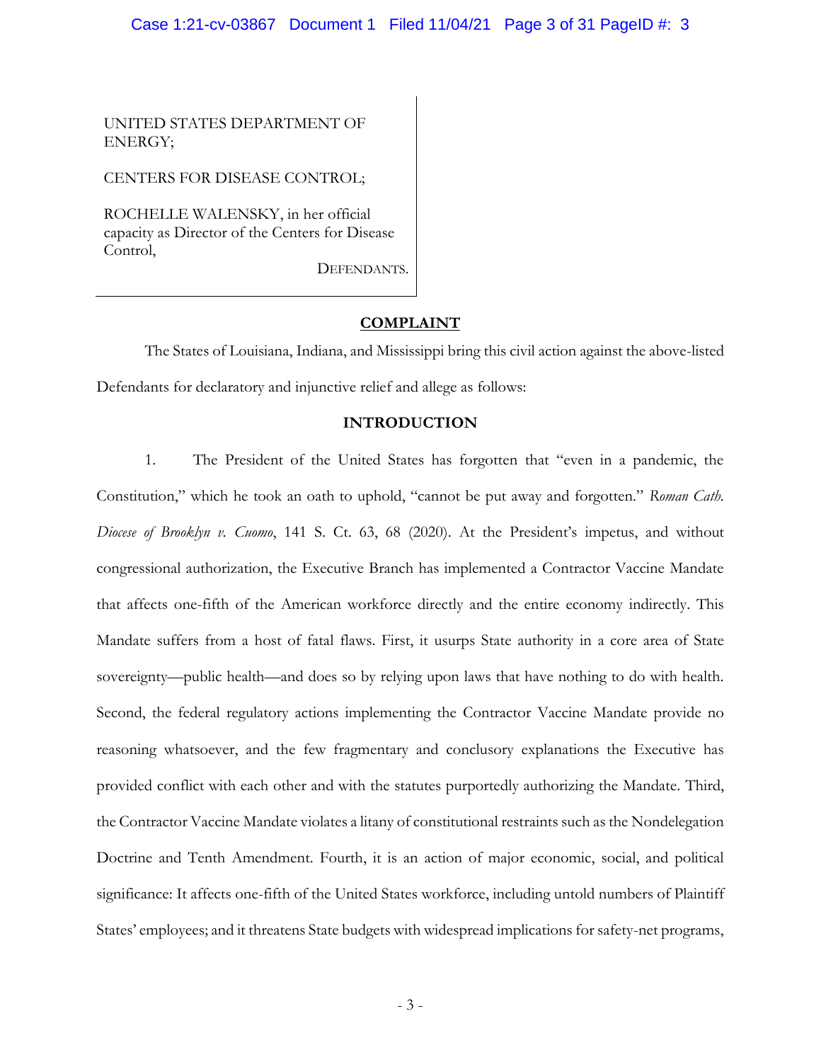UNITED STATES DEPARTMENT OF ENERGY;

CENTERS FOR DISEASE CONTROL;

ROCHELLE WALENSKY, in her official capacity as Director of the Centers for Disease Control,

DEFENDANTS.

## COMPLAINT

The States of Louisiana, Indiana, and Mississippi bring this civil action against the above-listed Defendants for declaratory and injunctive relief and allege as follows:

## INTRODUCTION

1. The President of the United States has forgotten that "even in a pandemic, the Constitution," which he took an oath to uphold, "cannot be put away and forgotten." *Roman Cath. Diocese of Brooklyn v. Cuomo*, 141 S. Ct. 63, 68 (2020). At the President's impetus, and without congressional authorization, the Executive Branch has implemented a Contractor Vaccine Mandate that affects one-fifth of the American workforce directly and the entire economy indirectly. This Mandate suffers from a host of fatal flaws. First, it usurps State authority in a core area of State sovereignty—public health—and does so by relying upon laws that have nothing to do with health. Second, the federal regulatory actions implementing the Contractor Vaccine Mandate provide no reasoning whatsoever, and the few fragmentary and conclusory explanations the Executive has provided conflict with each other and with the statutes purportedly authorizing the Mandate. Third, the Contractor Vaccine Mandate violates a litany of constitutional restraints such as the Nondelegation Doctrine and Tenth Amendment. Fourth, it is an action of major economic, social, and political significance: It affects one-fifth of the United States workforce, including untold numbers of Plaintiff States' employees; and it threatens State budgets with widespread implications for safety-net programs,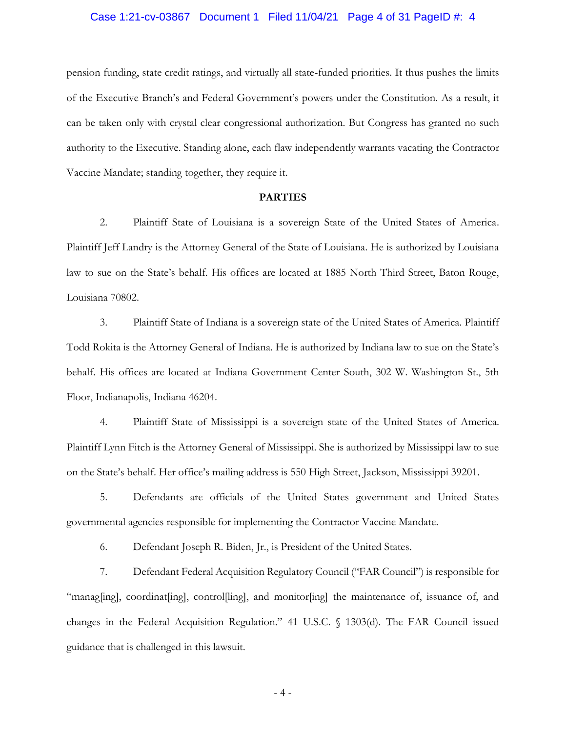pension funding, state credit ratings, and virtually all state-funded priorities. It thus pushes the limits of the Executive Branch's and Federal Government's powers under the Constitution. As a result, it can be taken only with crystal clear congressional authorization. But Congress has granted no such authority to the Executive. Standing alone, each flaw independently warrants vacating the Contractor Vaccine Mandate; standing together, they require it.

**PARTIES**

2. Plaintiff State of Louisiana is a sovereign State of the United States of America. Plaintiff Jeff Landry is the Attorney General of the State of Louisiana. He is authorized by Louisiana law to sue on the State's behalf. His offices are located at 1885 North Third Street, Baton Rouge, Louisiana 70802.

3. Plaintiff State of Indiana is a sovereign state of the United States of America. Plaintiff Todd Rokita is the Attorney General of Indiana. He is authorized by Indiana law to sue on the State's behalf. His offices are located at Indiana Government Center South, 302 W. Washington St., 5th Floor, Indianapolis, Indiana 46204.

4. Plaintiff State of Mississippi is a sovereign state of the United States of America. Plaintiff Lynn Fitch is the Attorney General of Mississippi. She is authorized by Mississippi law to sue on the State's behalf. Her office's mailing address is 550 High Street, Jackson, Mississippi 39201.

5. Defendants are officials of the United States government and United States governmental agencies responsible for implementing the Contractor Vaccine Mandate.

6. Defendant Joseph R. Biden, Jr., is President of the United States.

7. Defendant Federal Acquisition Regulatory Council ("FAR Council") is responsible for "manag[ing], coordinat[ing], control[ling], and monitor[ing] the maintenance of, issuance of, and changes in the Federal Acquisition Regulation." 41 U.S.C. § 1303(d). The FAR Council issued guidance that is challenged in this lawsuit.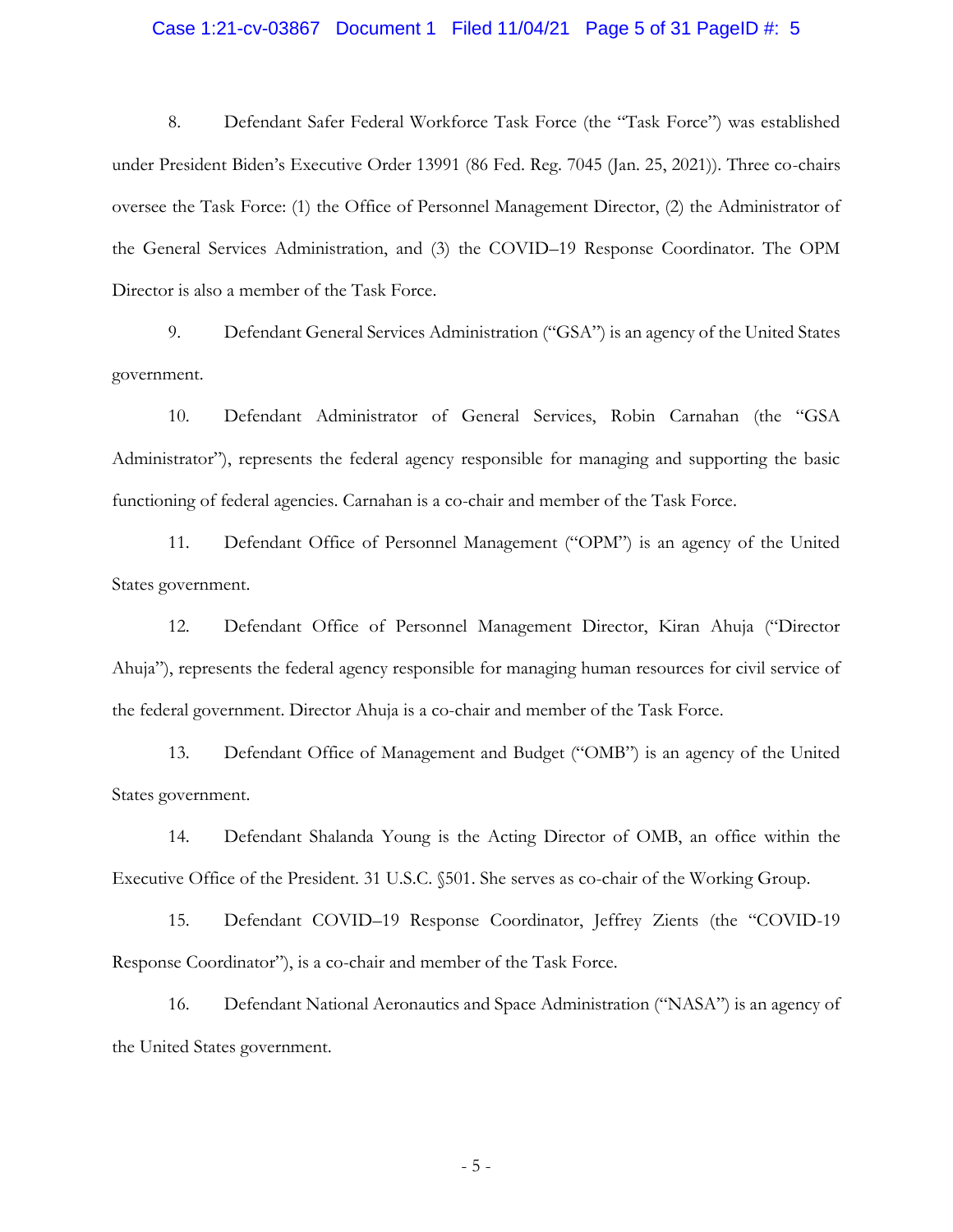8. Defendant Safer Federal Workforce Task Force (the "Task Force") was established under President Biden's Executive Order 13991 (86 Fed. Reg. 7045 (Jan. 25, 2021)). Three co-chairs oversee the Task Force: (1) the Office of Personnel Management Director, (2) the Administrator of the General Services Administration, and (3) the COVID–19 Response Coordinator. The OPM Director is also a member of the Task Force.

9. Defendant General Services Administration ("GSA") is an agency of the United States government.

10. Defendant Administrator of General Services, Robin Carnahan (the "GSA Administrator"), represents the federal agency responsible for managing and supporting the basic functioning of federal agencies. Carnahan is a co-chair and member of the Task Force.

11. Defendant Office of Personnel Management ("OPM") is an agency of the United States government.

12. Defendant Office of Personnel Management Director, Kiran Ahuja ("Director Ahuja"), represents the federal agency responsible for managing human resources for civil service of the federal government. Director Ahuja is a co-chair and member of the Task Force.

13. Defendant Office of Management and Budget ("OMB") is an agency of the United States government.

14. Defendant Shalanda Young is the Acting Director of OMB, an office within the Executive Office of the President. 31 U.S.C. §501. She serves as co-chair of the Working Group.

15. Defendant COVID–19 Response Coordinator, Jeffrey Zients (the "COVID-19 Response Coordinator"), is a co-chair and member of the Task Force.

16. Defendant National Aeronautics and Space Administration ("NASA") is an agency of the United States government.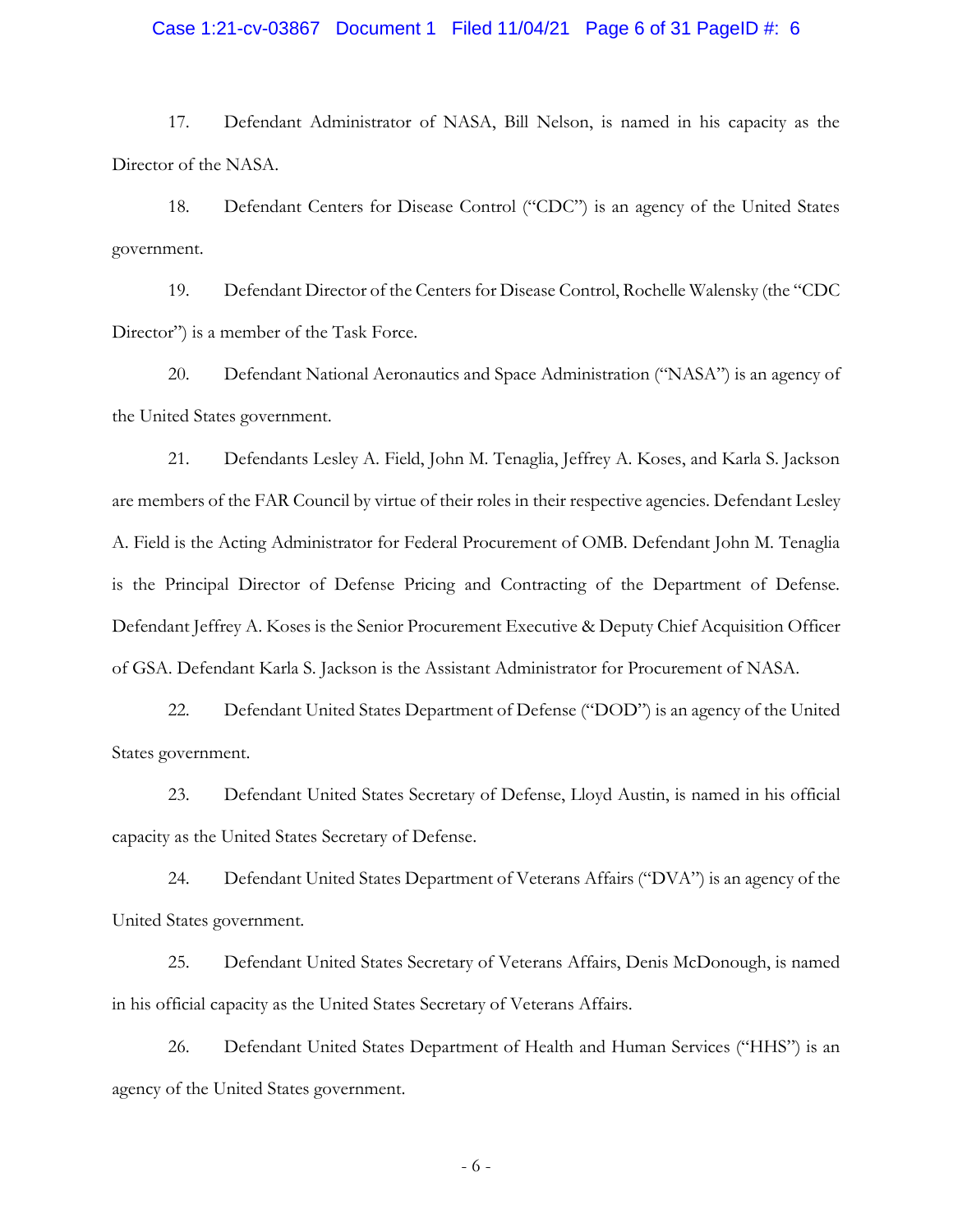17. Defendant Administrator of NASA, Bill Nelson, is named in his capacity as the Director of the NASA.

18. Defendant Centers for Disease Control ("CDC") is an agency of the United States government.

19. Defendant Director of the Centers for Disease Control, Rochelle Walensky (the "CDC Director") is a member of the Task Force.

20. Defendant National Aeronautics and Space Administration ("NASA") is an agency of the United States government.

21. Defendants Lesley A. Field, John M. Tenaglia, Jeffrey A. Koses, and Karla S. Jackson are members of the FAR Council by virtue of their roles in their respective agencies. Defendant Lesley A. Field is the Acting Administrator for Federal Procurement of OMB. Defendant John M. Tenaglia is the Principal Director of Defense Pricing and Contracting of the Department of Defense. Defendant Jeffrey A. Koses is the Senior Procurement Executive & Deputy Chief Acquisition Officer of GSA. Defendant Karla S. Jackson is the Assistant Administrator for Procurement of NASA.

22. Defendant United States Department of Defense ("DOD") is an agency of the United States government.

23. Defendant United States Secretary of Defense, Lloyd Austin, is named in his official capacity as the United States Secretary of Defense.

24. Defendant United States Department of Veterans Affairs ("DVA") is an agency of the United States government.

25. Defendant United States Secretary of Veterans Affairs, Denis McDonough, is named in his official capacity as the United States Secretary of Veterans Affairs.

26. Defendant United States Department of Health and Human Services ("HHS") is an agency of the United States government.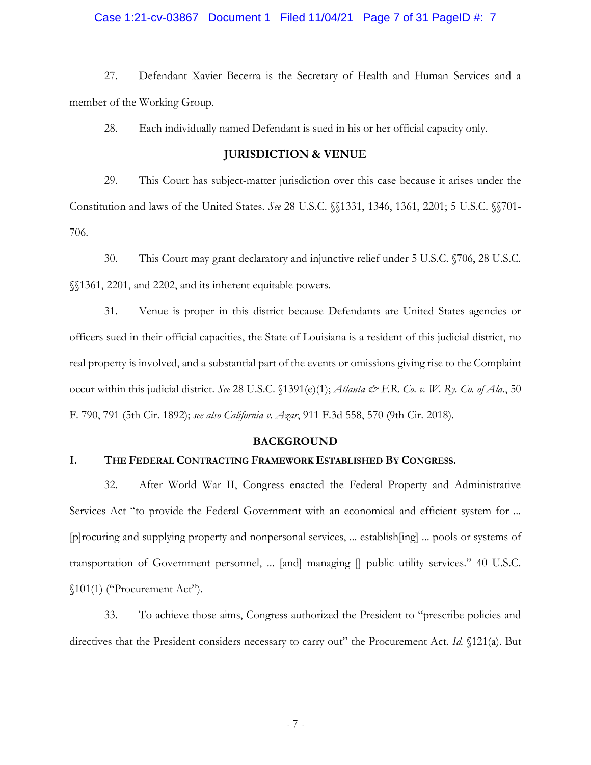27. Defendant Xavier Becerra is the Secretary of Health and Human Services and a member of the Working Group.

28. Each individually named Defendant is sued in his or her official capacity only.

## JURISDICTION & VENUE

29. This Court has subject-matter jurisdiction over this case because it arises under the Constitution and laws of the United States. *See* 28 U.S.C. §§1331, 1346, 1361, 2201; 5 U.S.C. §§701-706.

30. This Court may grant declaratory and injunctive relief under 5 U.S.C. §706, 28 U.S.C. §§1361, 2201, and 2202, and its inherent equitable powers.

31. Venue is proper in this district because Defendants are United States agencies or officers sued in their official capacities, the State of Louisiana is a resident of this judicial district, no real property is involved, and a substantial part of the events or omissions giving rise to the Complaint occur within this judicial district. *See* 28 U.S.C. §1391(e)(1); *Atlanta & F.R. Co. v. W. Ry. Co. of Ala.*, 50 F. 790, 791 (5th Cir. 1892); *see also California v. Azar*, 911 F.3d 558, 570 (9th Cir. 2018).

## BACKGROUND

### I. THE FEDERAL CONTRACTING FRAMEWORK ESTABLISHED BY CONGRESS.

32. After World War II, Congress enacted the Federal Property and Administrative Services Act "to provide the Federal Government with an economical and efficient system for ... [p]rocuring and supplying property and nonpersonal services, ... establish[ing] ... pools or systems of transportation of Government personnel, ... [and] managing [] public utility services." 40 U.S.C. §101(1) ("Procurement Act").

33. To achieve those aims, Congress authorized the President to "prescribe policies and directives that the President considers necessary to carry out" the Procurement Act. *Id.* §121(a). But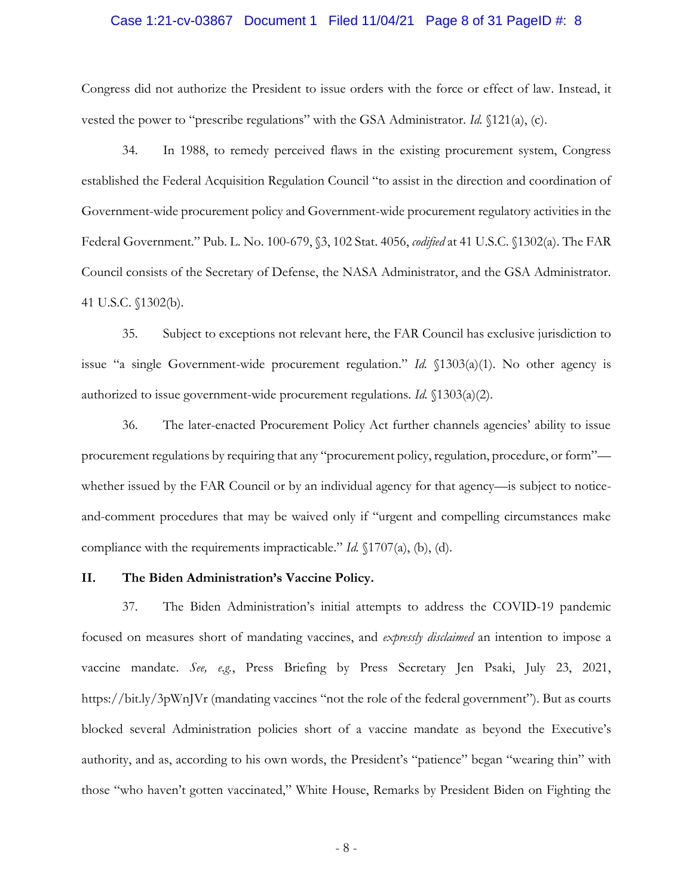Congress did not authorize the President to issue orders with the force or effect of law. Instead, it vested the power to "prescribe regulations" with the GSA Administrator. *Id.* §121(a), (c).

34. In 1988, to remedy perceived flaws in the existing procurement system, Congress established the Federal Acquisition Regulation Council "to assist in the direction and coordination of Government-wide procurement policy and Government-wide procurement regulatory activities in the Federal Government." Pub. L. No. 100-679, §3, 102 Stat. 4056, *codified* at 41 U.S.C. §1302(a). The FAR Council consists of the Secretary of Defense, the NASA Administrator, and the GSA Administrator. 41 U.S.C. §1302(b).

35. Subject to exceptions not relevant here, the FAR Council has exclusive jurisdiction to issue "a single Government-wide procurement regulation." *Id.* §1303(a)(1). No other agency is authorized to issue government-wide procurement regulations. *Id.* §1303(a)(2).

36. The later-enacted Procurement Policy Act further channels agencies' ability to issue procurement regulations by requiring that any "procurement policy, regulation, procedure, or form"—whether issued by the FAR Council or by an individual agency for that agency—is subject to notice-and-comment procedures that may be waived only if "urgent and compelling circumstances make compliance with the requirements impracticable." *Id.* §1707(a), (b), (d).

## II. The Biden Administration's Vaccine Policy.

37. The Biden Administration's initial attempts to address the COVID-19 pandemic focused on measures short of mandating vaccines, and *expressly disclaimed* an intention to impose a vaccine mandate. *See, e.g.*, Press Briefing by Press Secretary Jen Psaki, July 23, 2021, https://bit.ly/3pWnJVr (mandating vaccines "not the role of the federal government"). But as courts blocked several Administration policies short of a vaccine mandate as beyond the Executive's authority, and as, according to his own words, the President's "patience" began "wearing thin" with those "who haven't gotten vaccinated," White House, Remarks by President Biden on Fighting the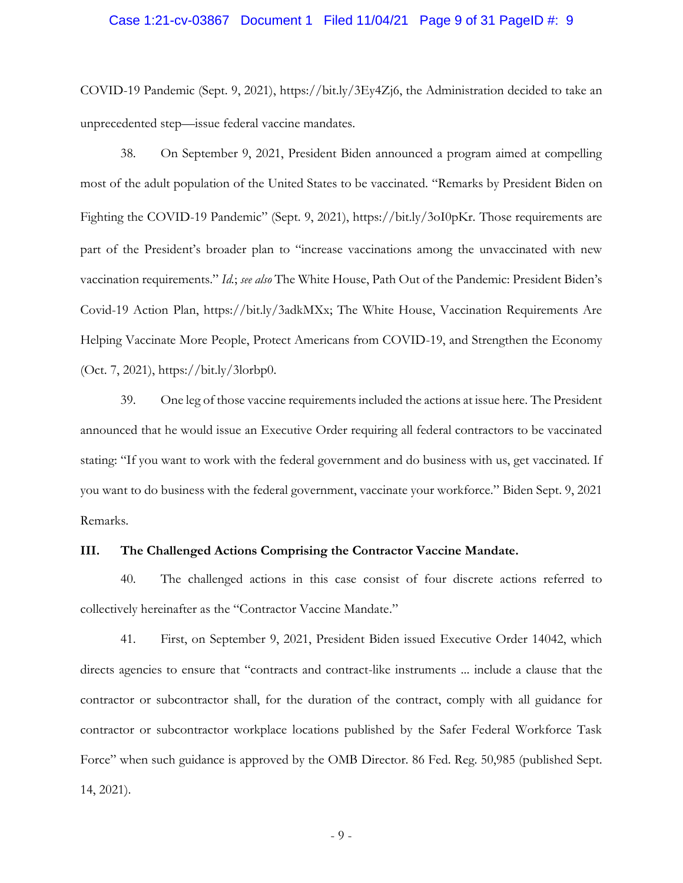COVID-19 Pandemic (Sept. 9, 2021), https://bit.ly/3Ey4Zj6, the Administration decided to take an unprecedented step—issue federal vaccine mandates.

38. On September 9, 2021, President Biden announced a program aimed at compelling most of the adult population of the United States to be vaccinated. "Remarks by President Biden on Fighting the COVID-19 Pandemic" (Sept. 9, 2021), https://bit.ly/3oI0pKr. Those requirements are part of the President's broader plan to "increase vaccinations among the unvaccinated with new vaccination requirements." *Id.*; *see also* The White House, Path Out of the Pandemic: President Biden's Covid-19 Action Plan, https://bit.ly/3adkMXx; The White House, Vaccination Requirements Are Helping Vaccinate More People, Protect Americans from COVID-19, and Strengthen the Economy (Oct. 7, 2021), https://bit.ly/3lorbp0.

39. One leg of those vaccine requirements included the actions at issue here. The President announced that he would issue an Executive Order requiring all federal contractors to be vaccinated stating: "If you want to work with the federal government and do business with us, get vaccinated. If you want to do business with the federal government, vaccinate your workforce." Biden Sept. 9, 2021 Remarks.

## III. The Challenged Actions Comprising the Contractor Vaccine Mandate.

40. The challenged actions in this case consist of four discrete actions referred to collectively hereinafter as the "Contractor Vaccine Mandate."

41. First, on September 9, 2021, President Biden issued Executive Order 14042, which directs agencies to ensure that "contracts and contract-like instruments ... include a clause that the contractor or subcontractor shall, for the duration of the contract, comply with all guidance for contractor or subcontractor workplace locations published by the Safer Federal Workforce Task Force" when such guidance is approved by the OMB Director. 86 Fed. Reg. 50,985 (published Sept. 14, 2021).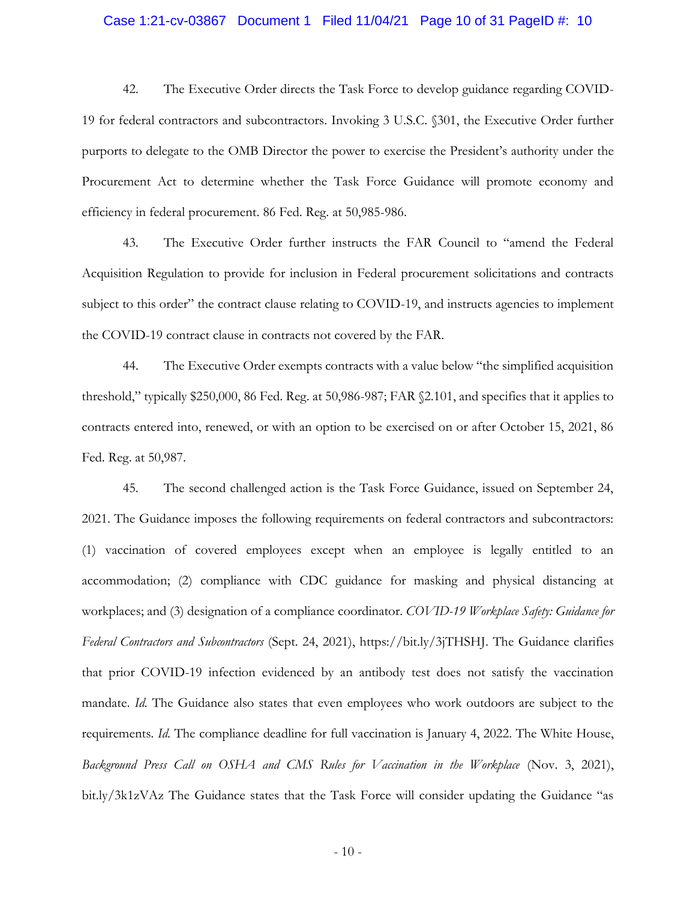42. The Executive Order directs the Task Force to develop guidance regarding COVID-19 for federal contractors and subcontractors. Invoking 3 U.S.C. §301, the Executive Order further purports to delegate to the OMB Director the power to exercise the President's authority under the Procurement Act to determine whether the Task Force Guidance will promote economy and efficiency in federal procurement. 86 Fed. Reg. at 50,985-986.

43. The Executive Order further instructs the FAR Council to "amend the Federal Acquisition Regulation to provide for inclusion in Federal procurement solicitations and contracts subject to this order" the contract clause relating to COVID-19, and instructs agencies to implement the COVID-19 contract clause in contracts not covered by the FAR.

44. The Executive Order exempts contracts with a value below "the simplified acquisition threshold," typically $250,000, 86 Fed. Reg. at 50,986-987; FAR §2.101, and specifies that it applies to contracts entered into, renewed, or with an option to be exercised on or after October 15, 2021, 86 Fed. Reg. at 50,987.

45. The second challenged action is the Task Force Guidance, issued on September 24, 2021. The Guidance imposes the following requirements on federal contractors and subcontractors: (1) vaccination of covered employees except when an employee is legally entitled to an accommodation; (2) compliance with CDC guidance for masking and physical distancing at workplaces; and (3) designation of a compliance coordinator. *COVID-19 Workplace Safety: Guidance for Federal Contractors and Subcontractors* (Sept. 24, 2021), https://bit.ly/3jTHSHJ. The Guidance clarifies that prior COVID-19 infection evidenced by an antibody test does not satisfy the vaccination mandate. *Id.* The Guidance also states that even employees who work outdoors are subject to the requirements. *Id.* The compliance deadline for full vaccination is January 4, 2022. The White House, *Background Press Call on OSHA and CMS Rules for Vaccination in the Workplace* (Nov. 3, 2021), bit.ly/3k1zVAz The Guidance states that the Task Force will consider updating the Guidance "as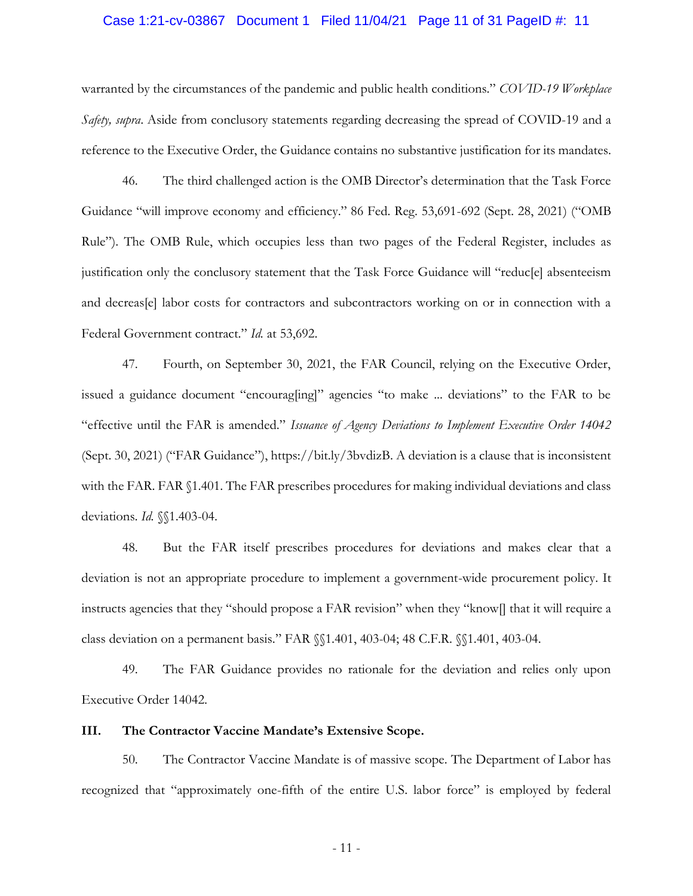warranted by the circumstances of the pandemic and public health conditions." *COVID-19 Workplace Safety, supra*. Aside from conclusory statements regarding decreasing the spread of COVID-19 and a reference to the Executive Order, the Guidance contains no substantive justification for its mandates.

46. The third challenged action is the OMB Director's determination that the Task Force Guidance "will improve economy and efficiency." 86 Fed. Reg. 53,691-692 (Sept. 28, 2021) ("OMB Rule"). The OMB Rule, which occupies less than two pages of the Federal Register, includes as justification only the conclusory statement that the Task Force Guidance will "reduc[e] absenteeism and decreas[e] labor costs for contractors and subcontractors working on or in connection with a Federal Government contract." *Id.* at 53,692.

47. Fourth, on September 30, 2021, the FAR Council, relying on the Executive Order, issued a guidance document "encourag[ing]" agencies "to make ... deviations" to the FAR to be "effective until the FAR is amended." *Issuance of Agency Deviations to Implement Executive Order 14042* (Sept. 30, 2021) ("FAR Guidance"), https://bit.ly/3bvdizB. A deviation is a clause that is inconsistent with the FAR. FAR §1.401. The FAR prescribes procedures for making individual deviations and class deviations. *Id.* §§1.403-04.

48. But the FAR itself prescribes procedures for deviations and makes clear that a deviation is not an appropriate procedure to implement a government-wide procurement policy. It instructs agencies that they "should propose a FAR revision" when they "know[] that it will require a class deviation on a permanent basis." FAR §§1.401, 403-04; 48 C.F.R. §§1.401, 403-04.

49. The FAR Guidance provides no rationale for the deviation and relies only upon Executive Order 14042.

## III. The Contractor Vaccine Mandate's Extensive Scope.

50. The Contractor Vaccine Mandate is of massive scope. The Department of Labor has recognized that "approximately one-fifth of the entire U.S. labor force" is employed by federal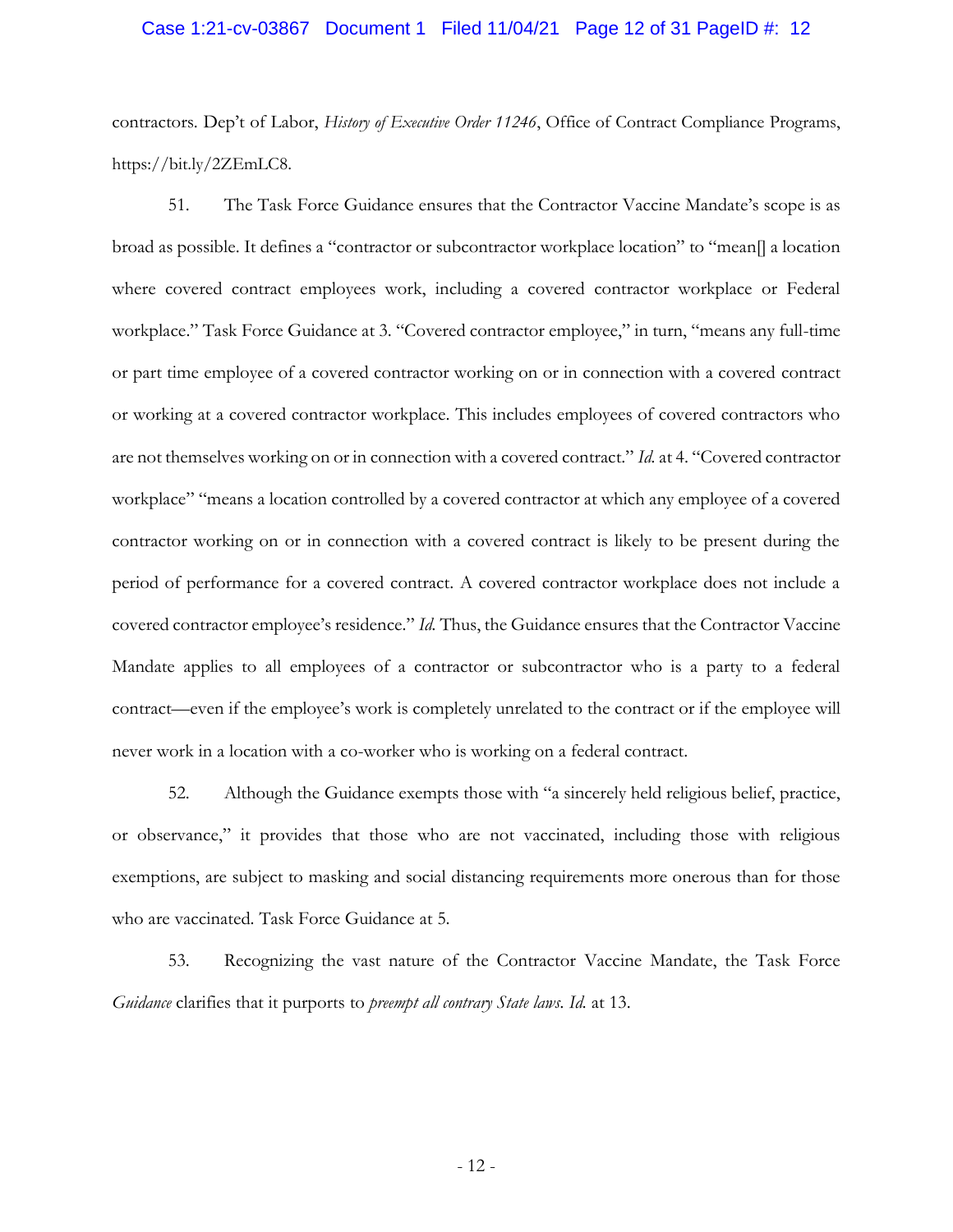contractors. Dep't of Labor, *History of Executive Order 11246*, Office of Contract Compliance Programs, https://bit.ly/2ZEmLC8.

51. The Task Force Guidance ensures that the Contractor Vaccine Mandate's scope is as broad as possible. It defines a "contractor or subcontractor workplace location" to "mean[] a location where covered contract employees work, including a covered contractor workplace or Federal workplace." Task Force Guidance at 3. "Covered contractor employee," in turn, "means any full-time or part time employee of a covered contractor working on or in connection with a covered contract or working at a covered contractor workplace. This includes employees of covered contractors who are not themselves working on or in connection with a covered contract." *Id.* at 4. "Covered contractor workplace" "means a location controlled by a covered contractor at which any employee of a covered contractor working on or in connection with a covered contract is likely to be present during the period of performance for a covered contract. A covered contractor workplace does not include a covered contractor employee's residence." *Id.* Thus, the Guidance ensures that the Contractor Vaccine Mandate applies to all employees of a contractor or subcontractor who is a party to a federal contract—even if the employee's work is completely unrelated to the contract or if the employee will never work in a location with a co-worker who is working on a federal contract.

52. Although the Guidance exempts those with "a sincerely held religious belief, practice, or observance," it provides that those who are not vaccinated, including those with religious exemptions, are subject to masking and social distancing requirements more onerous than for those who are vaccinated. Task Force Guidance at 5.

53. Recognizing the vast nature of the Contractor Vaccine Mandate, the Task Force *Guidance* clarifies that it purports to *preempt all contrary State laws*. *Id.* at 13.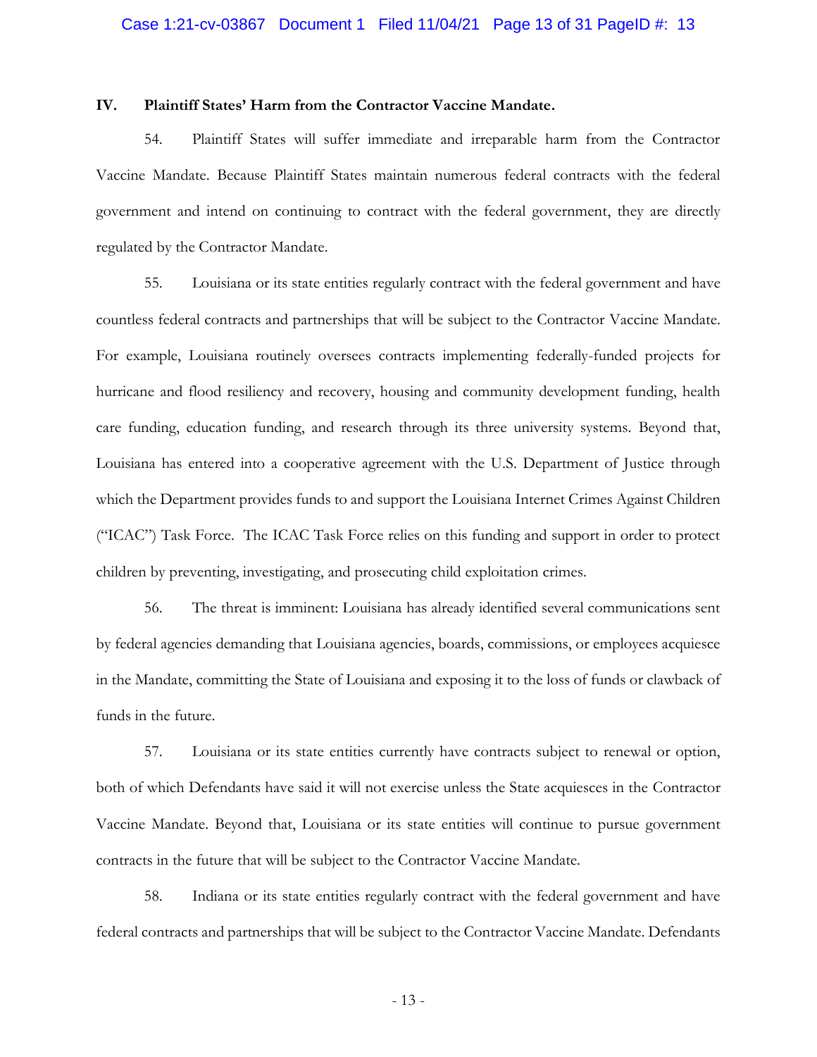## IV. Plaintiff States' Harm from the Contractor Vaccine Mandate.

54. Plaintiff States will suffer immediate and irreparable harm from the Contractor Vaccine Mandate. Because Plaintiff States maintain numerous federal contracts with the federal government and intend on continuing to contract with the federal government, they are directly regulated by the Contractor Mandate.

55. Louisiana or its state entities regularly contract with the federal government and have countless federal contracts and partnerships that will be subject to the Contractor Vaccine Mandate. For example, Louisiana routinely oversees contracts implementing federally-funded projects for hurricane and flood resiliency and recovery, housing and community development funding, health care funding, education funding, and research through its three university systems. Beyond that, Louisiana has entered into a cooperative agreement with the U.S. Department of Justice through which the Department provides funds to and support the Louisiana Internet Crimes Against Children ("ICAC") Task Force. The ICAC Task Force relies on this funding and support in order to protect children by preventing, investigating, and prosecuting child exploitation crimes.

56. The threat is imminent: Louisiana has already identified several communications sent by federal agencies demanding that Louisiana agencies, boards, commissions, or employees acquiesce in the Mandate, committing the State of Louisiana and exposing it to the loss of funds or clawback of funds in the future.

57. Louisiana or its state entities currently have contracts subject to renewal or option, both of which Defendants have said it will not exercise unless the State acquiesces in the Contractor Vaccine Mandate. Beyond that, Louisiana or its state entities will continue to pursue government contracts in the future that will be subject to the Contractor Vaccine Mandate.

58. Indiana or its state entities regularly contract with the federal government and have federal contracts and partnerships that will be subject to the Contractor Vaccine Mandate. Defendants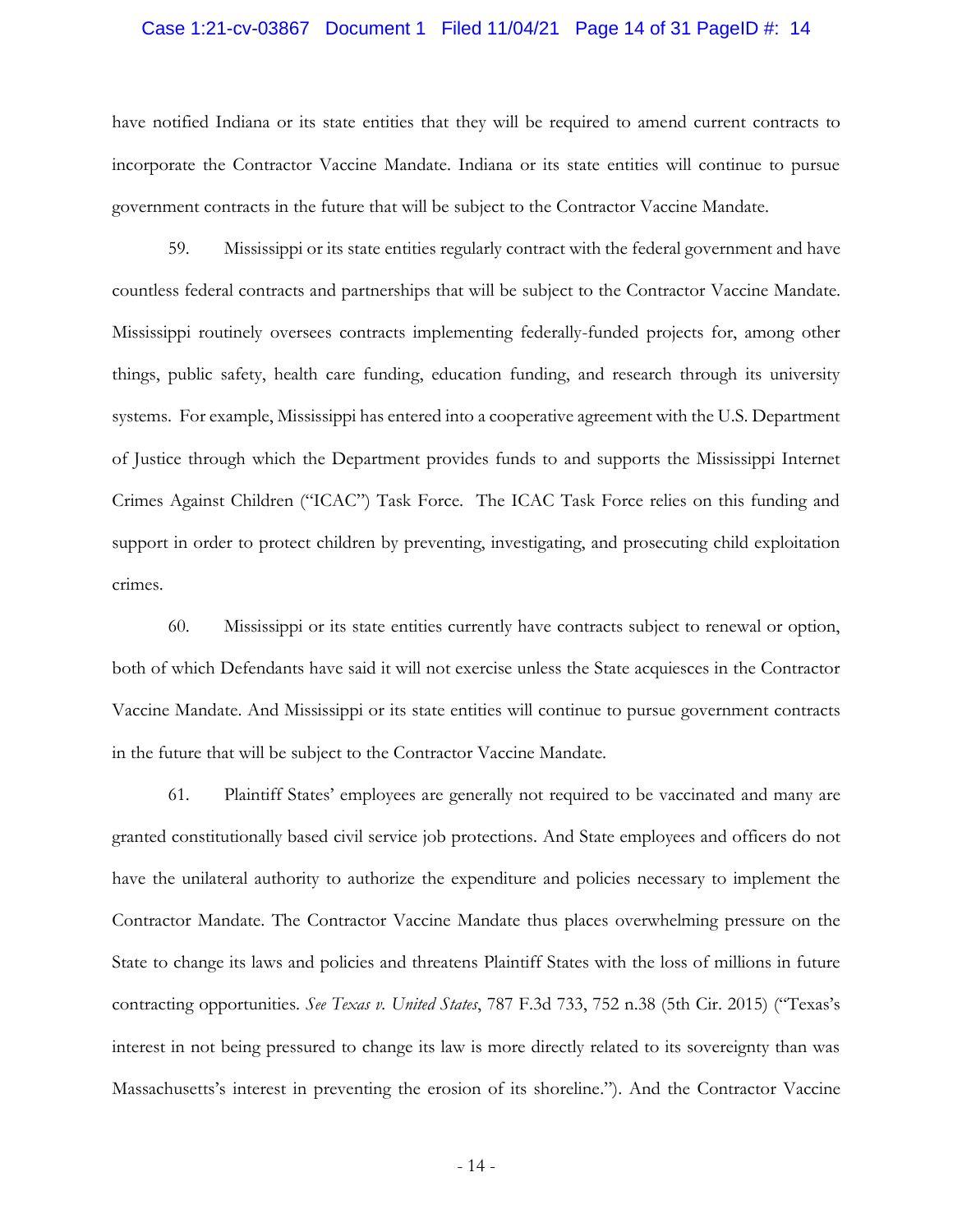have notified Indiana or its state entities that they will be required to amend current contracts to incorporate the Contractor Vaccine Mandate. Indiana or its state entities will continue to pursue government contracts in the future that will be subject to the Contractor Vaccine Mandate.

59. Mississippi or its state entities regularly contract with the federal government and have countless federal contracts and partnerships that will be subject to the Contractor Vaccine Mandate. Mississippi routinely oversees contracts implementing federally-funded projects for, among other things, public safety, health care funding, education funding, and research through its university systems. For example, Mississippi has entered into a cooperative agreement with the U.S. Department of Justice through which the Department provides funds to and supports the Mississippi Internet Crimes Against Children ("ICAC") Task Force. The ICAC Task Force relies on this funding and support in order to protect children by preventing, investigating, and prosecuting child exploitation crimes.

60. Mississippi or its state entities currently have contracts subject to renewal or option, both of which Defendants have said it will not exercise unless the State acquiesces in the Contractor Vaccine Mandate. And Mississippi or its state entities will continue to pursue government contracts in the future that will be subject to the Contractor Vaccine Mandate.

61. Plaintiff States' employees are generally not required to be vaccinated and many are granted constitutionally based civil service job protections. And State employees and officers do not have the unilateral authority to authorize the expenditure and policies necessary to implement the Contractor Mandate. The Contractor Vaccine Mandate thus places overwhelming pressure on the State to change its laws and policies and threatens Plaintiff States with the loss of millions in future contracting opportunities. *See Texas v. United States*, 787 F.3d 733, 752 n.38 (5th Cir. 2015) ("Texas's interest in not being pressured to change its law is more directly related to its sovereignty than was Massachusetts's interest in preventing the erosion of its shoreline."). And the Contractor Vaccine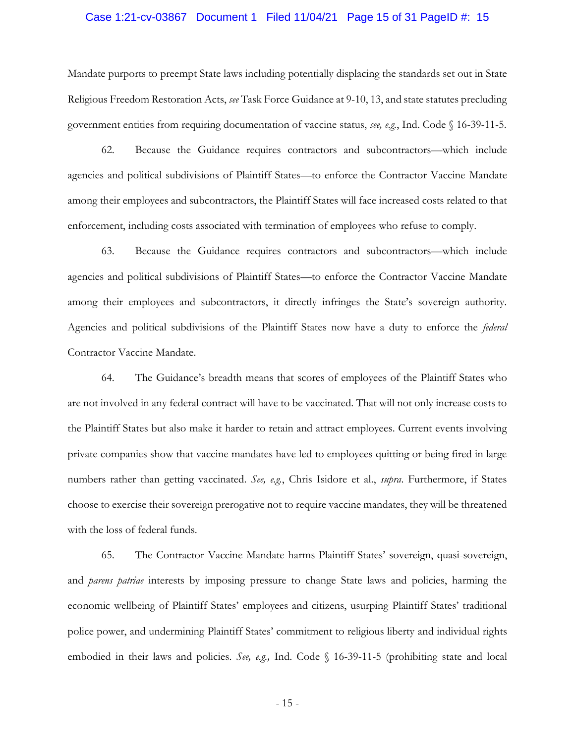Mandate purports to preempt State laws including potentially displacing the standards set out in State Religious Freedom Restoration Acts, *see* Task Force Guidance at 9-10, 13, and state statutes precluding government entities from requiring documentation of vaccine status, *see, e.g.*, Ind. Code § 16-39-11-5.

62. Because the Guidance requires contractors and subcontractors—which include agencies and political subdivisions of Plaintiff States—to enforce the Contractor Vaccine Mandate among their employees and subcontractors, the Plaintiff States will face increased costs related to that enforcement, including costs associated with termination of employees who refuse to comply.

63. Because the Guidance requires contractors and subcontractors—which include agencies and political subdivisions of Plaintiff States—to enforce the Contractor Vaccine Mandate among their employees and subcontractors, it directly infringes the State's sovereign authority. Agencies and political subdivisions of the Plaintiff States now have a duty to enforce the *federal* Contractor Vaccine Mandate.

64. The Guidance's breadth means that scores of employees of the Plaintiff States who are not involved in any federal contract will have to be vaccinated. That will not only increase costs to the Plaintiff States but also make it harder to retain and attract employees. Current events involving private companies show that vaccine mandates have led to employees quitting or being fired in large numbers rather than getting vaccinated. *See, e.g.*, Chris Isidore et al., *supra*. Furthermore, if States choose to exercise their sovereign prerogative not to require vaccine mandates, they will be threatened with the loss of federal funds.

65. The Contractor Vaccine Mandate harms Plaintiff States' sovereign, quasi-sovereign, and *parens patriae* interests by imposing pressure to change State laws and policies, harming the economic wellbeing of Plaintiff States' employees and citizens, usurping Plaintiff States' traditional police power, and undermining Plaintiff States' commitment to religious liberty and individual rights embodied in their laws and policies. *See, e.g.,* Ind. Code § 16-39-11-5 (prohibiting state and local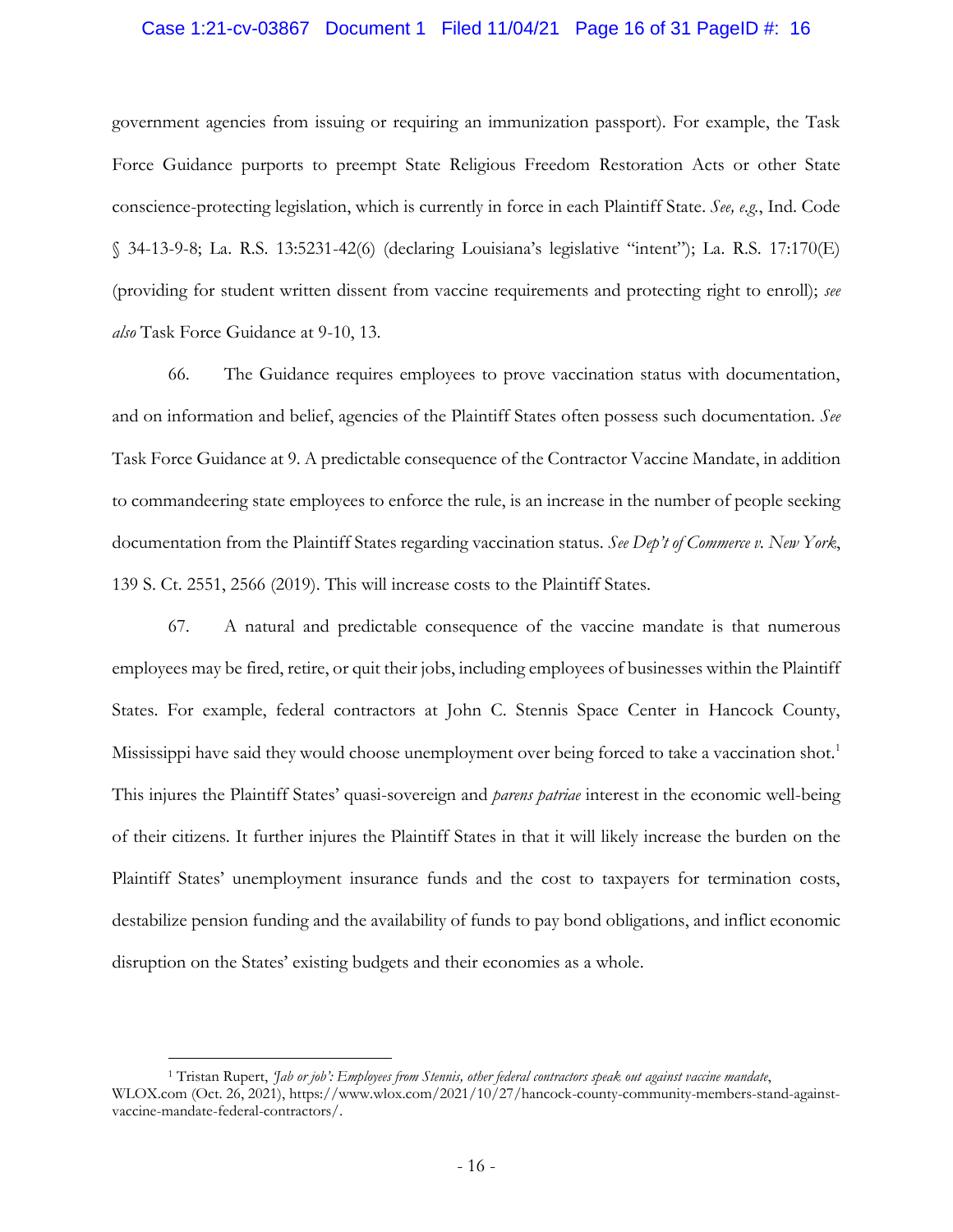government agencies from issuing or requiring an immunization passport). For example, the Task Force Guidance purports to preempt State Religious Freedom Restoration Acts or other State conscience-protecting legislation, which is currently in force in each Plaintiff State. *See, e.g.*, Ind. Code § 34-13-9-8; La. R.S. 13:5231-42(6) (declaring Louisiana's legislative "intent"); La. R.S. 17:170(E) (providing for student written dissent from vaccine requirements and protecting right to enroll); *see also* Task Force Guidance at 9-10, 13.

66. The Guidance requires employees to prove vaccination status with documentation, and on information and belief, agencies of the Plaintiff States often possess such documentation. *See* Task Force Guidance at 9. A predictable consequence of the Contractor Vaccine Mandate, in addition to commandeering state employees to enforce the rule, is an increase in the number of people seeking documentation from the Plaintiff States regarding vaccination status. *See Dep't of Commerce v. New York*, 139 S. Ct. 2551, 2566 (2019). This will increase costs to the Plaintiff States.

67. A natural and predictable consequence of the vaccine mandate is that numerous employees may be fired, retire, or quit their jobs, including employees of businesses within the Plaintiff States. For example, federal contractors at John C. Stennis Space Center in Hancock County, Mississippi have said they would choose unemployment over being forced to take a vaccination shot.[1] This injures the Plaintiff States' quasi-sovereign and *parens patriae* interest in the economic well-being of their citizens. It further injures the Plaintiff States in that it will likely increase the burden on the Plaintiff States' unemployment insurance funds and the cost to taxpayers for termination costs, destabilize pension funding and the availability of funds to pay bond obligations, and inflict economic disruption on the States' existing budgets and their economies as a whole.

[1] Tristan Rupert, *'Jab or job': Employees from Stennis, other federal contractors speak out against vaccine mandate*, WLOX.com (Oct. 26, 2021), https://www.wlox.com/2021/10/27/hancock-county-community-members-stand-against-vaccine-mandate-federal-contractors/.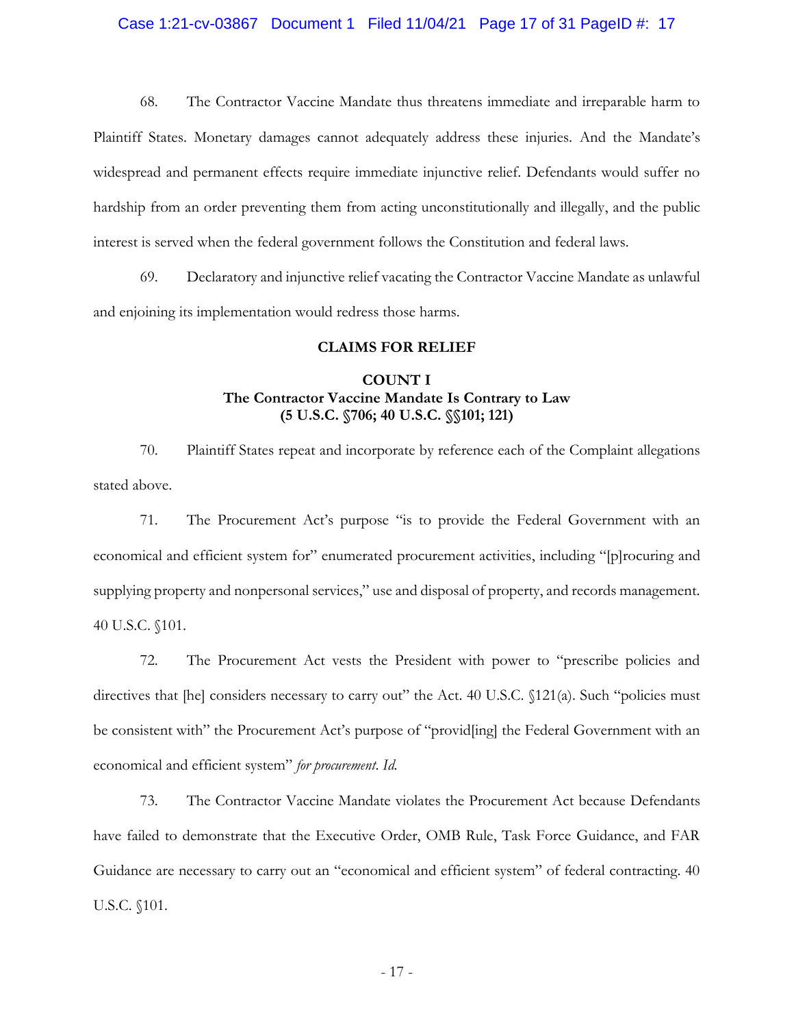68. The Contractor Vaccine Mandate thus threatens immediate and irreparable harm to Plaintiff States. Monetary damages cannot adequately address these injuries. And the Mandate's widespread and permanent effects require immediate injunctive relief. Defendants would suffer no hardship from an order preventing them from acting unconstitutionally and illegally, and the public interest is served when the federal government follows the Constitution and federal laws.

69. Declaratory and injunctive relief vacating the Contractor Vaccine Mandate as unlawful and enjoining its implementation would redress those harms.

**CLAIMS FOR RELIEF**

**COUNT I**
**The Contractor Vaccine Mandate Is Contrary to Law**
**(5 U.S.C. §706; 40 U.S.C. §§101; 121)**

70. Plaintiff States repeat and incorporate by reference each of the Complaint allegations stated above.

71. The Procurement Act's purpose "is to provide the Federal Government with an economical and efficient system for" enumerated procurement activities, including "[p]rocuring and supplying property and nonpersonal services," use and disposal of property, and records management. 40 U.S.C. §101.

72. The Procurement Act vests the President with power to "prescribe policies and directives that [he] considers necessary to carry out" the Act. 40 U.S.C. §121(a). Such "policies must be consistent with" the Procurement Act's purpose of "provid[ing] the Federal Government with an economical and efficient system" *for procurement*. *Id.*

73. The Contractor Vaccine Mandate violates the Procurement Act because Defendants have failed to demonstrate that the Executive Order, OMB Rule, Task Force Guidance, and FAR Guidance are necessary to carry out an "economical and efficient system" of federal contracting. 40 U.S.C. §101.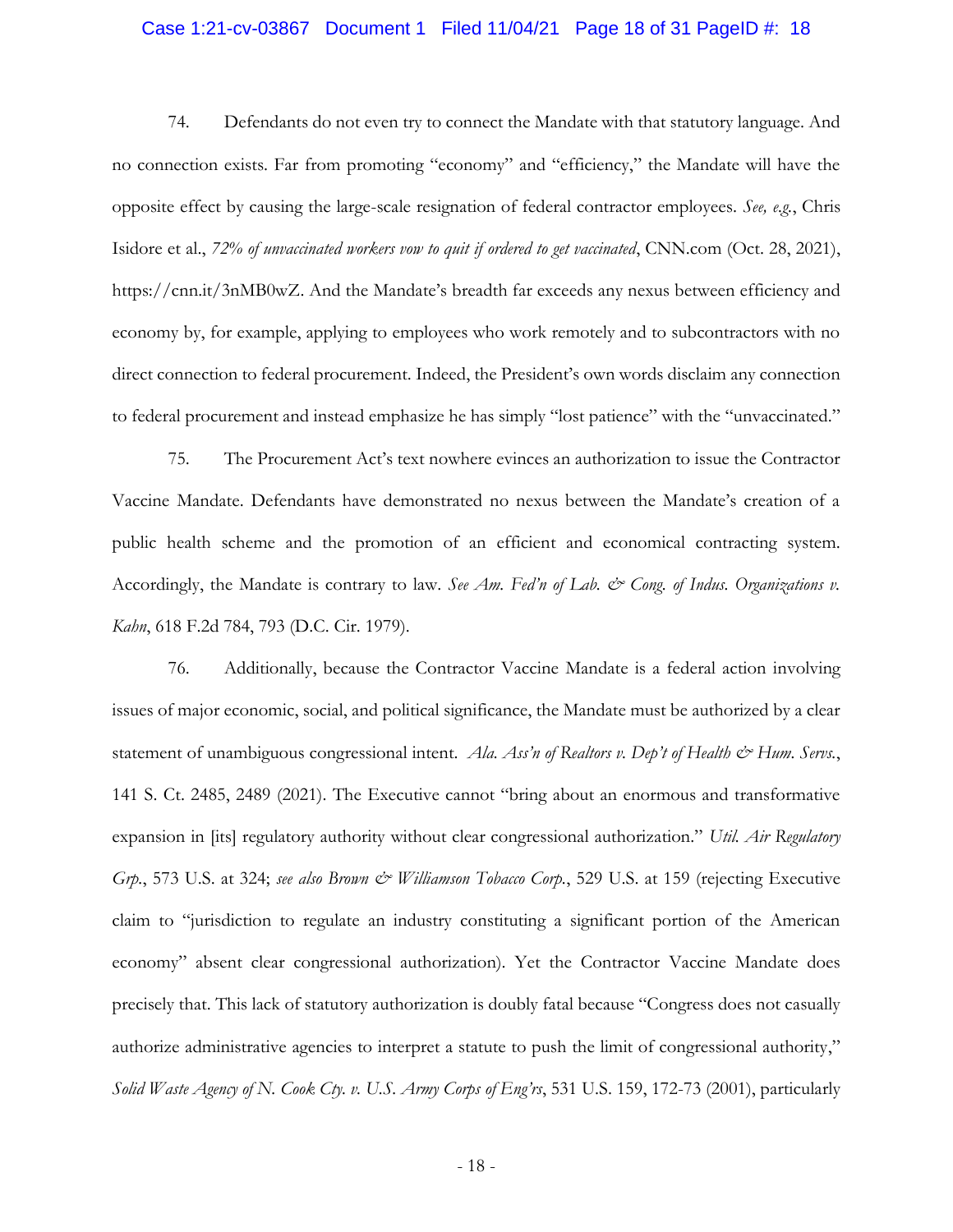74. Defendants do not even try to connect the Mandate with that statutory language. And no connection exists. Far from promoting "economy" and "efficiency," the Mandate will have the opposite effect by causing the large-scale resignation of federal contractor employees. *See, e.g.*, Chris Isidore et al., *72% of unvaccinated workers vow to quit if ordered to get vaccinated*, CNN.com (Oct. 28, 2021), https://cnn.it/3nMB0wZ. And the Mandate's breadth far exceeds any nexus between efficiency and economy by, for example, applying to employees who work remotely and to subcontractors with no direct connection to federal procurement. Indeed, the President's own words disclaim any connection to federal procurement and instead emphasize he has simply "lost patience" with the "unvaccinated."

75. The Procurement Act's text nowhere evinces an authorization to issue the Contractor Vaccine Mandate. Defendants have demonstrated no nexus between the Mandate's creation of a public health scheme and the promotion of an efficient and economical contracting system. Accordingly, the Mandate is contrary to law. *See Am. Fed'n of Lab. & Cong. of Indus. Organizations v. Kahn*, 618 F.2d 784, 793 (D.C. Cir. 1979).

76. Additionally, because the Contractor Vaccine Mandate is a federal action involving issues of major economic, social, and political significance, the Mandate must be authorized by a clear statement of unambiguous congressional intent. *Ala. Ass'n of Realtors v. Dep't of Health & Hum. Servs.*, 141 S. Ct. 2485, 2489 (2021). The Executive cannot "bring about an enormous and transformative expansion in [its] regulatory authority without clear congressional authorization." *Util. Air Regulatory Grp.*, 573 U.S. at 324; *see also Brown & Williamson Tobacco Corp.*, 529 U.S. at 159 (rejecting Executive claim to "jurisdiction to regulate an industry constituting a significant portion of the American economy" absent clear congressional authorization). Yet the Contractor Vaccine Mandate does precisely that. This lack of statutory authorization is doubly fatal because "Congress does not casually authorize administrative agencies to interpret a statute to push the limit of congressional authority," *Solid Waste Agency of N. Cook Cty. v. U.S. Army Corps of Eng'rs*, 531 U.S. 159, 172-73 (2001), particularly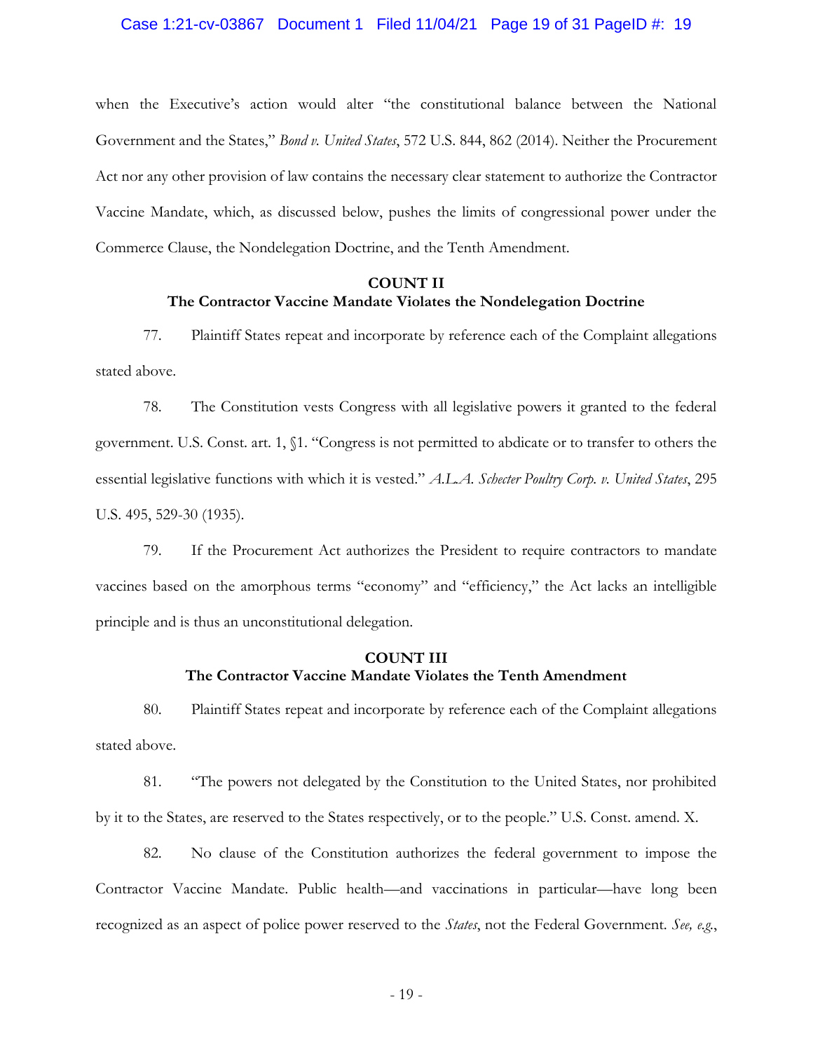when the Executive's action would alter "the constitutional balance between the National Government and the States," *Bond v. United States*, 572 U.S. 844, 862 (2014). Neither the Procurement Act nor any other provision of law contains the necessary clear statement to authorize the Contractor Vaccine Mandate, which, as discussed below, pushes the limits of congressional power under the Commerce Clause, the Nondelegation Doctrine, and the Tenth Amendment.

## COUNT II
## The Contractor Vaccine Mandate Violates the Nondelegation Doctrine

77. Plaintiff States repeat and incorporate by reference each of the Complaint allegations stated above.

78. The Constitution vests Congress with all legislative powers it granted to the federal government. U.S. Const. art. 1, §1. "Congress is not permitted to abdicate or to transfer to others the essential legislative functions with which it is vested." *A.L.A. Schecter Poultry Corp. v. United States*, 295 U.S. 495, 529-30 (1935).

79. If the Procurement Act authorizes the President to require contractors to mandate vaccines based on the amorphous terms "economy" and "efficiency," the Act lacks an intelligible principle and is thus an unconstitutional delegation.

## COUNT III
## The Contractor Vaccine Mandate Violates the Tenth Amendment

80. Plaintiff States repeat and incorporate by reference each of the Complaint allegations stated above.

81. "The powers not delegated by the Constitution to the United States, nor prohibited by it to the States, are reserved to the States respectively, or to the people." U.S. Const. amend. X.

82. No clause of the Constitution authorizes the federal government to impose the Contractor Vaccine Mandate. Public health—and vaccinations in particular—have long been recognized as an aspect of police power reserved to the *States*, not the Federal Government. *See, e.g.*,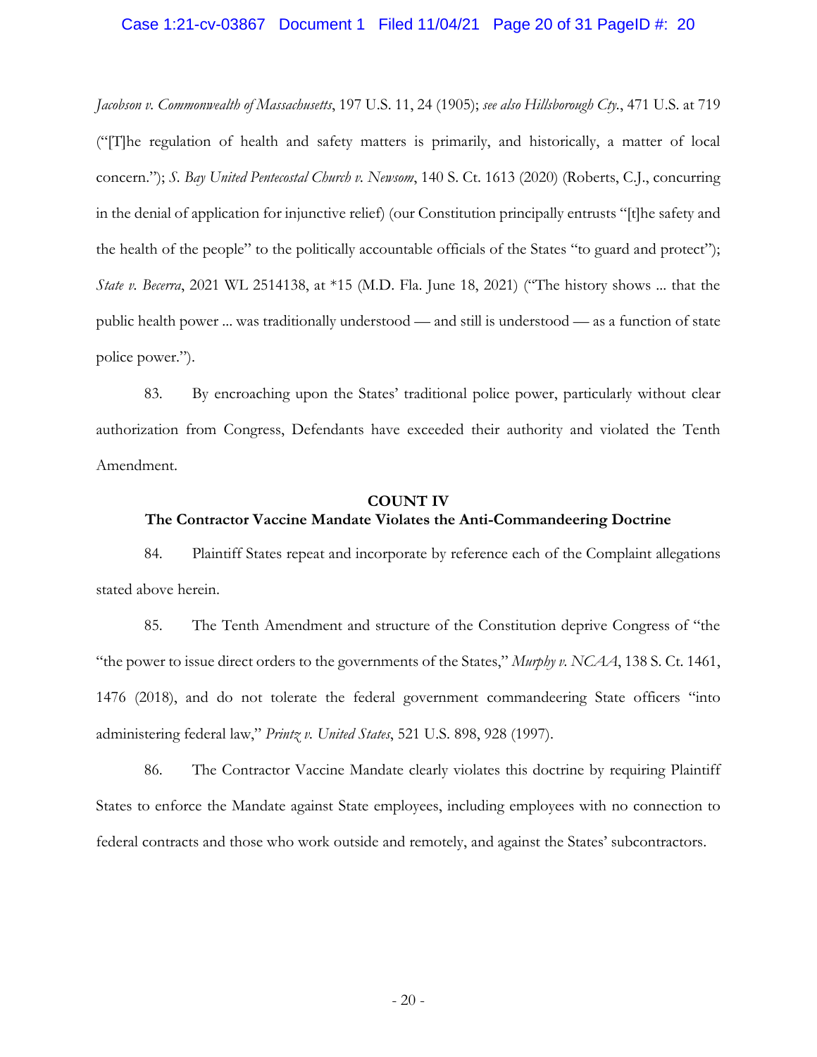*Jacobson v. Commonwealth of Massachusetts*, 197 U.S. 11, 24 (1905); *see also Hillsborough Cty.*, 471 U.S. at 719 ("[T]he regulation of health and safety matters is primarily, and historically, a matter of local concern."); *S. Bay United Pentecostal Church v. Newsom*, 140 S. Ct. 1613 (2020) (Roberts, C.J., concurring in the denial of application for injunctive relief) (our Constitution principally entrusts "[t]he safety and the health of the people" to the politically accountable officials of the States "to guard and protect"); *State v. Becerra*, 2021 WL 2514138, at *15 (M.D. Fla. June 18, 2021) ("The history shows ... that the public health power ... was traditionally understood — and still is understood — as a function of state police power.").

83. By encroaching upon the States' traditional police power, particularly without clear authorization from Congress, Defendants have exceeded their authority and violated the Tenth Amendment.

**COUNT IV**
**The Contractor Vaccine Mandate Violates the Anti-Commandeering Doctrine**

84. Plaintiff States repeat and incorporate by reference each of the Complaint allegations stated above herein.

85. The Tenth Amendment and structure of the Constitution deprive Congress of "the "the power to issue direct orders to the governments of the States," *Murphy v. NCAA*, 138 S. Ct. 1461, 1476 (2018), and do not tolerate the federal government commandeering State officers "into administering federal law," *Printz v. United States*, 521 U.S. 898, 928 (1997).

86. The Contractor Vaccine Mandate clearly violates this doctrine by requiring Plaintiff States to enforce the Mandate against State employees, including employees with no connection to federal contracts and those who work outside and remotely, and against the States' subcontractors.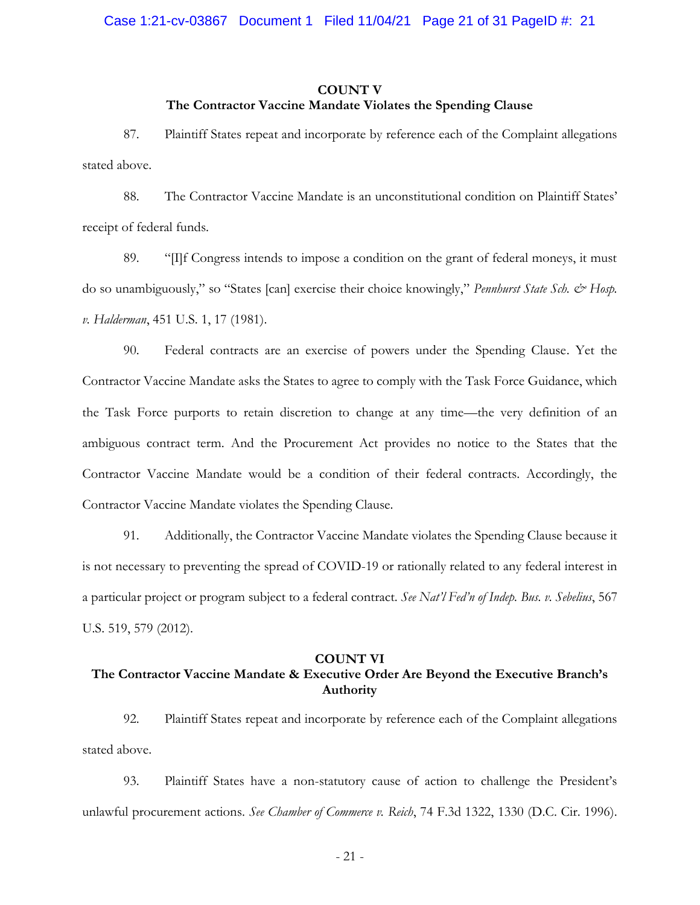**COUNT V**
**The Contractor Vaccine Mandate Violates the Spending Clause**

87. Plaintiff States repeat and incorporate by reference each of the Complaint allegations stated above.

88. The Contractor Vaccine Mandate is an unconstitutional condition on Plaintiff States' receipt of federal funds.

89. "[I]f Congress intends to impose a condition on the grant of federal moneys, it must do so unambiguously," so "States [can] exercise their choice knowingly," *Pennhurst State Sch. & Hosp. v. Halderman*, 451 U.S. 1, 17 (1981).

90. Federal contracts are an exercise of powers under the Spending Clause. Yet the Contractor Vaccine Mandate asks the States to agree to comply with the Task Force Guidance, which the Task Force purports to retain discretion to change at any time—the very definition of an ambiguous contract term. And the Procurement Act provides no notice to the States that the Contractor Vaccine Mandate would be a condition of their federal contracts. Accordingly, the Contractor Vaccine Mandate violates the Spending Clause.

91. Additionally, the Contractor Vaccine Mandate violates the Spending Clause because it is not necessary to preventing the spread of COVID-19 or rationally related to any federal interest in a particular project or program subject to a federal contract. *See Nat'l Fed'n of Indep. Bus. v. Sebelius*, 567 U.S. 519, 579 (2012).

**COUNT VI**
**The Contractor Vaccine Mandate & Executive Order Are Beyond the Executive Branch's Authority**

92. Plaintiff States repeat and incorporate by reference each of the Complaint allegations stated above.

93. Plaintiff States have a non-statutory cause of action to challenge the President's unlawful procurement actions. *See Chamber of Commerce v. Reich*, 74 F.3d 1322, 1330 (D.C. Cir. 1996).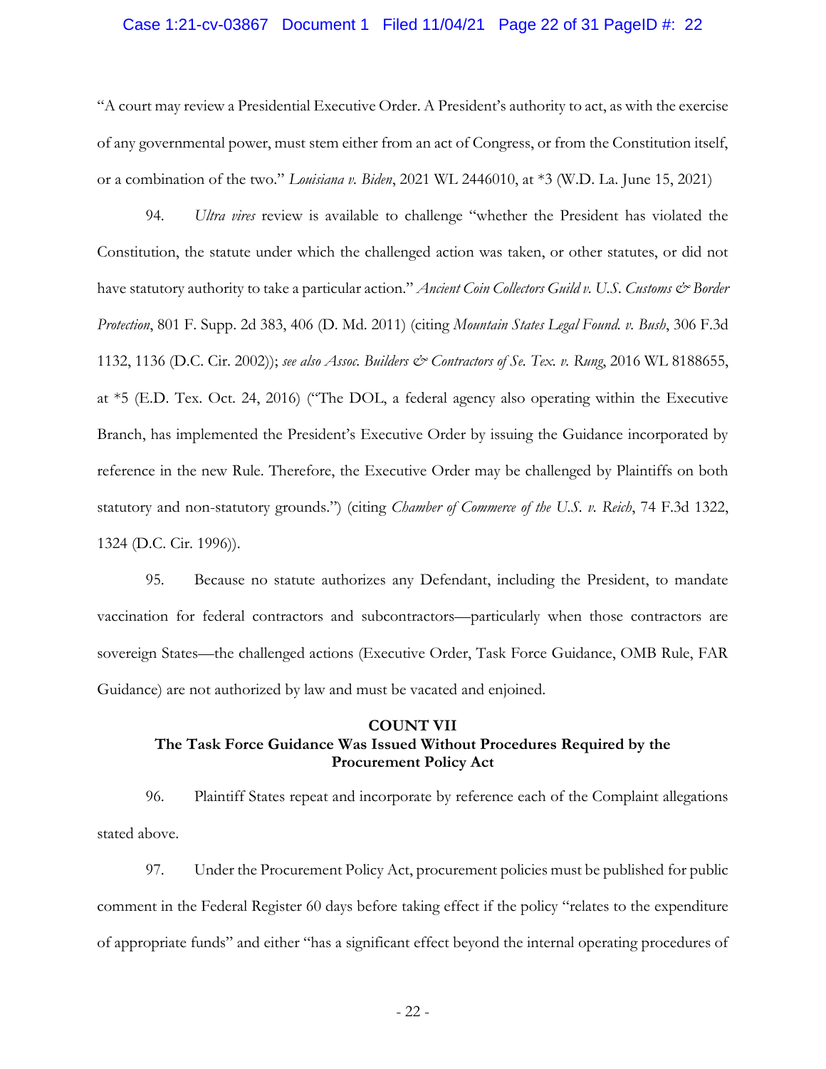"A court may review a Presidential Executive Order. A President's authority to act, as with the exercise of any governmental power, must stem either from an act of Congress, or from the Constitution itself, or a combination of the two." *Louisiana v. Biden*, 2021 WL 2446010, at *3 (W.D. La. June 15, 2021)

94. *Ultra vires* review is available to challenge "whether the President has violated the Constitution, the statute under which the challenged action was taken, or other statutes, or did not have statutory authority to take a particular action." *Ancient Coin Collectors Guild v. U.S. Customs & Border Protection*, 801 F. Supp. 2d 383, 406 (D. Md. 2011) (citing *Mountain States Legal Found. v. Bush*, 306 F.3d 1132, 1136 (D.C. Cir. 2002)); *see also Assoc. Builders & Contractors of Se. Tex. v. Rung*, 2016 WL 8188655, at *5 (E.D. Tex. Oct. 24, 2016) ("The DOL, a federal agency also operating within the Executive Branch, has implemented the President's Executive Order by issuing the Guidance incorporated by reference in the new Rule. Therefore, the Executive Order may be challenged by Plaintiffs on both statutory and non-statutory grounds.") (citing *Chamber of Commerce of the U.S. v. Reich*, 74 F.3d 1322, 1324 (D.C. Cir. 1996)).

95. Because no statute authorizes any Defendant, including the President, to mandate vaccination for federal contractors and subcontractors—particularly when those contractors are sovereign States—the challenged actions (Executive Order, Task Force Guidance, OMB Rule, FAR Guidance) are not authorized by law and must be vacated and enjoined.

## COUNT VII
## The Task Force Guidance Was Issued Without Procedures Required by the Procurement Policy Act

96. Plaintiff States repeat and incorporate by reference each of the Complaint allegations stated above.

97. Under the Procurement Policy Act, procurement policies must be published for public comment in the Federal Register 60 days before taking effect if the policy "relates to the expenditure of appropriate funds" and either "has a significant effect beyond the internal operating procedures of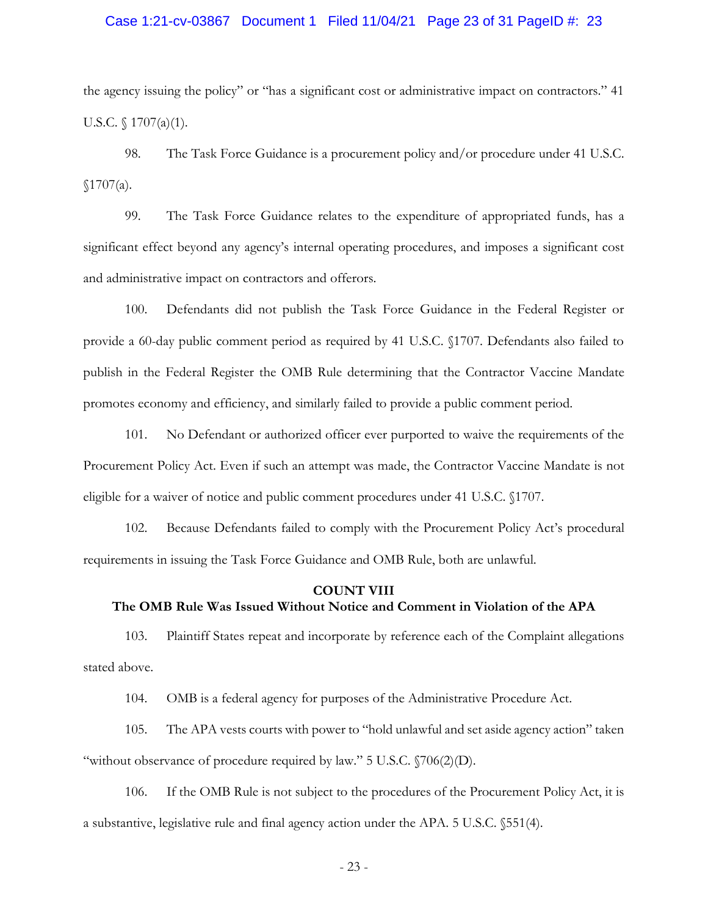the agency issuing the policy" or "has a significant cost or administrative impact on contractors." 41 U.S.C. § 1707(a)(1).

98. The Task Force Guidance is a procurement policy and/or procedure under 41 U.S.C. §1707(a).

99. The Task Force Guidance relates to the expenditure of appropriated funds, has a significant effect beyond any agency's internal operating procedures, and imposes a significant cost and administrative impact on contractors and offerors.

100. Defendants did not publish the Task Force Guidance in the Federal Register or provide a 60-day public comment period as required by 41 U.S.C. §1707. Defendants also failed to publish in the Federal Register the OMB Rule determining that the Contractor Vaccine Mandate promotes economy and efficiency, and similarly failed to provide a public comment period.

101. No Defendant or authorized officer ever purported to waive the requirements of the Procurement Policy Act. Even if such an attempt was made, the Contractor Vaccine Mandate is not eligible for a waiver of notice and public comment procedures under 41 U.S.C. §1707.

102. Because Defendants failed to comply with the Procurement Policy Act's procedural requirements in issuing the Task Force Guidance and OMB Rule, both are unlawful.

**COUNT VIII**
**The OMB Rule Was Issued Without Notice and Comment in Violation of the APA**

103. Plaintiff States repeat and incorporate by reference each of the Complaint allegations stated above.

104. OMB is a federal agency for purposes of the Administrative Procedure Act.

105. The APA vests courts with power to "hold unlawful and set aside agency action" taken "without observance of procedure required by law." 5 U.S.C. §706(2)(D).

106. If the OMB Rule is not subject to the procedures of the Procurement Policy Act, it is a substantive, legislative rule and final agency action under the APA. 5 U.S.C. §551(4).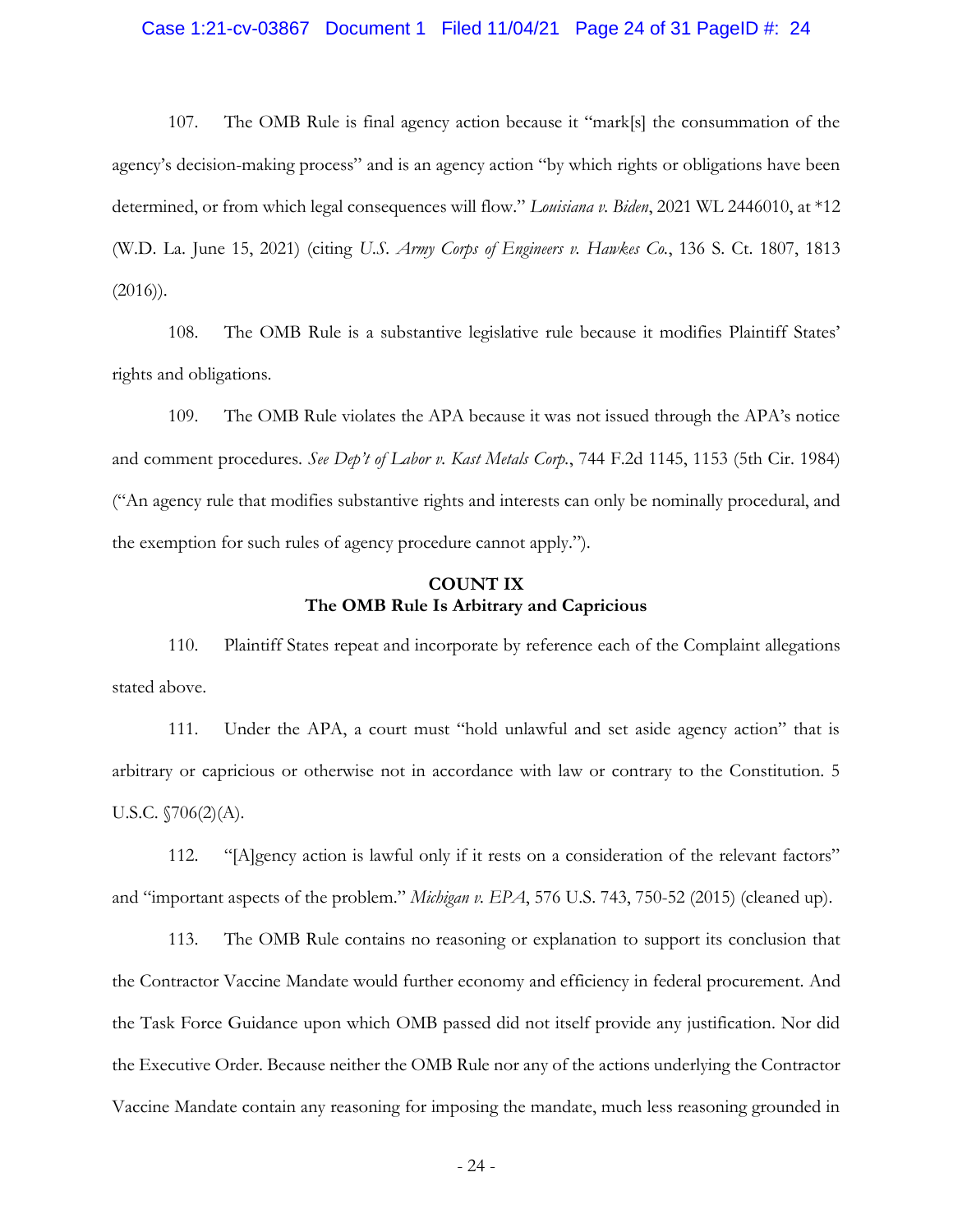107. The OMB Rule is final agency action because it "mark[s] the consummation of the agency's decision-making process" and is an agency action "by which rights or obligations have been determined, or from which legal consequences will flow." *Louisiana v. Biden*, 2021 WL 2446010, at *12 (W.D. La. June 15, 2021) (citing *U.S. Army Corps of Engineers v. Hawkes Co.*, 136 S. Ct. 1807, 1813 (2016)).

108. The OMB Rule is a substantive legislative rule because it modifies Plaintiff States' rights and obligations.

109. The OMB Rule violates the APA because it was not issued through the APA's notice and comment procedures. *See Dep't of Labor v. Kast Metals Corp.*, 744 F.2d 1145, 1153 (5th Cir. 1984) ("An agency rule that modifies substantive rights and interests can only be nominally procedural, and the exemption for such rules of agency procedure cannot apply.").

## COUNT IX
## The OMB Rule Is Arbitrary and Capricious

110. Plaintiff States repeat and incorporate by reference each of the Complaint allegations stated above.

111. Under the APA, a court must "hold unlawful and set aside agency action" that is arbitrary or capricious or otherwise not in accordance with law or contrary to the Constitution. 5 U.S.C. §706(2)(A).

112. "[A]gency action is lawful only if it rests on a consideration of the relevant factors" and "important aspects of the problem." *Michigan v. EPA*, 576 U.S. 743, 750-52 (2015) (cleaned up).

113. The OMB Rule contains no reasoning or explanation to support its conclusion that the Contractor Vaccine Mandate would further economy and efficiency in federal procurement. And the Task Force Guidance upon which OMB passed did not itself provide any justification. Nor did the Executive Order. Because neither the OMB Rule nor any of the actions underlying the Contractor Vaccine Mandate contain any reasoning for imposing the mandate, much less reasoning grounded in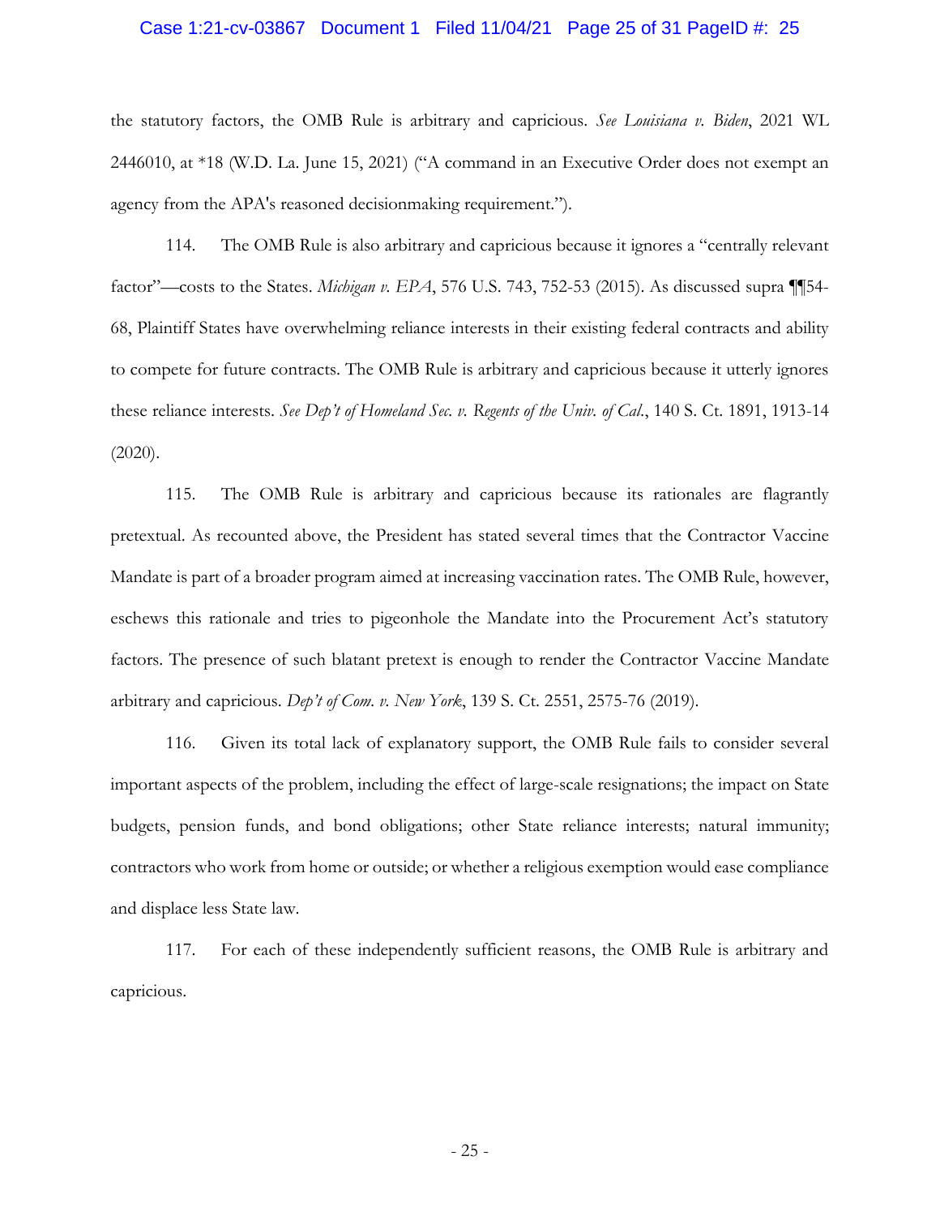the statutory factors, the OMB Rule is arbitrary and capricious. *See Louisiana v. Biden*, 2021 WL 2446010, at *18 (W.D. La. June 15, 2021) ("A command in an Executive Order does not exempt an agency from the APA's reasoned decisionmaking requirement.").

114. The OMB Rule is also arbitrary and capricious because it ignores a "centrally relevant factor"—costs to the States. *Michigan v. EPA*, 576 U.S. 743, 752-53 (2015). As discussed supra ¶¶54-68, Plaintiff States have overwhelming reliance interests in their existing federal contracts and ability to compete for future contracts. The OMB Rule is arbitrary and capricious because it utterly ignores these reliance interests. *See Dep't of Homeland Sec. v. Regents of the Univ. of Cal.*, 140 S. Ct. 1891, 1913-14 (2020).

115. The OMB Rule is arbitrary and capricious because its rationales are flagrantly pretextual. As recounted above, the President has stated several times that the Contractor Vaccine Mandate is part of a broader program aimed at increasing vaccination rates. The OMB Rule, however, eschews this rationale and tries to pigeonhole the Mandate into the Procurement Act's statutory factors. The presence of such blatant pretext is enough to render the Contractor Vaccine Mandate arbitrary and capricious. *Dep't of Com. v. New York*, 139 S. Ct. 2551, 2575-76 (2019).

116. Given its total lack of explanatory support, the OMB Rule fails to consider several important aspects of the problem, including the effect of large-scale resignations; the impact on State budgets, pension funds, and bond obligations; other State reliance interests; natural immunity; contractors who work from home or outside; or whether a religious exemption would ease compliance and displace less State law.

117. For each of these independently sufficient reasons, the OMB Rule is arbitrary and capricious.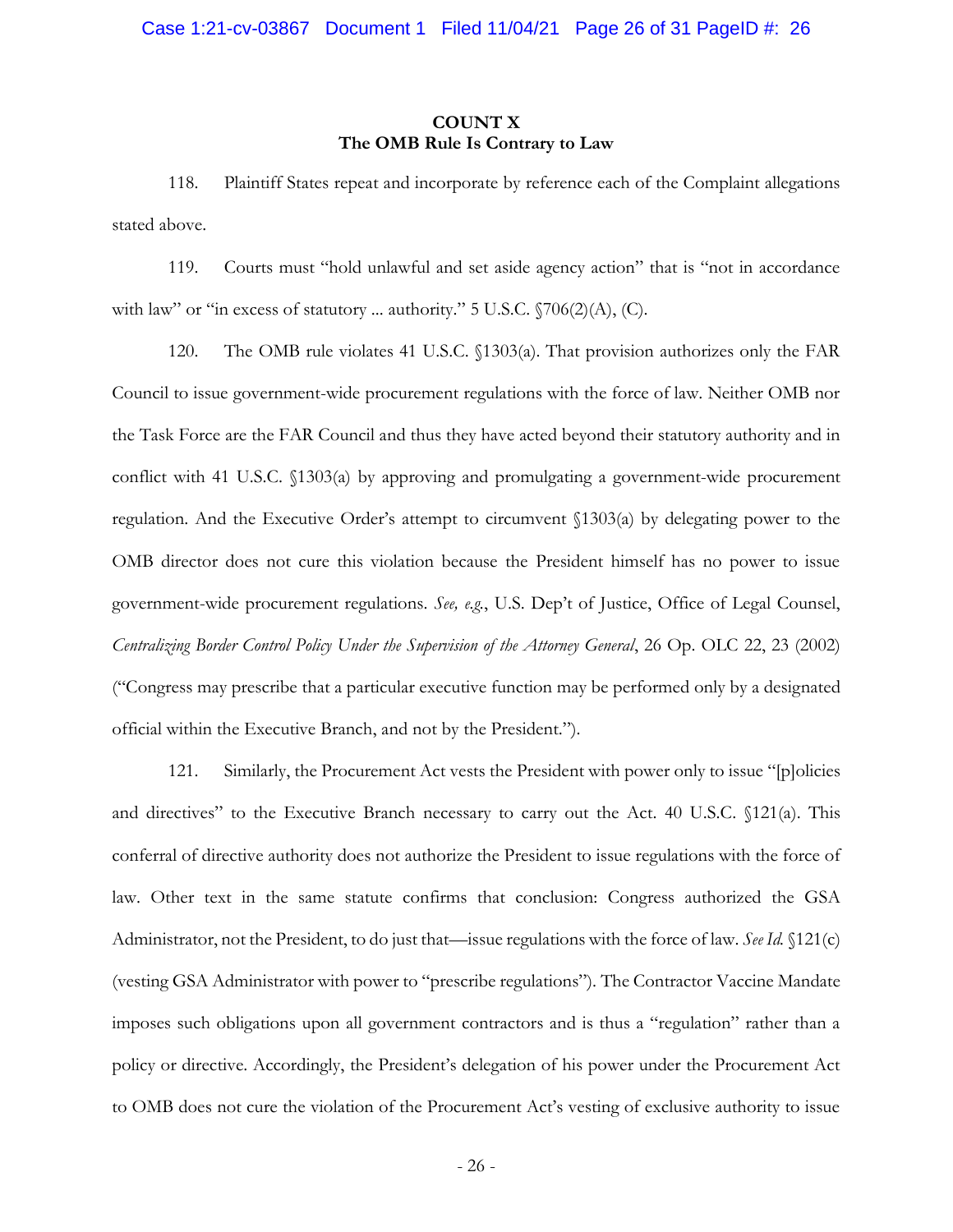**COUNT X**
**The OMB Rule Is Contrary to Law**

118. Plaintiff States repeat and incorporate by reference each of the Complaint allegations stated above.

119. Courts must "hold unlawful and set aside agency action" that is "not in accordance with law" or "in excess of statutory ... authority." 5 U.S.C. §706(2)(A), (C).

120. The OMB rule violates 41 U.S.C. §1303(a). That provision authorizes only the FAR Council to issue government-wide procurement regulations with the force of law. Neither OMB nor the Task Force are the FAR Council and thus they have acted beyond their statutory authority and in conflict with 41 U.S.C. §1303(a) by approving and promulgating a government-wide procurement regulation. And the Executive Order's attempt to circumvent §1303(a) by delegating power to the OMB director does not cure this violation because the President himself has no power to issue government-wide procurement regulations. *See, e.g.*, U.S. Dep't of Justice, Office of Legal Counsel, *Centralizing Border Control Policy Under the Supervision of the Attorney General*, 26 Op. OLC 22, 23 (2002) ("Congress may prescribe that a particular executive function may be performed only by a designated official within the Executive Branch, and not by the President.").

121. Similarly, the Procurement Act vests the President with power only to issue "[p]olicies and directives" to the Executive Branch necessary to carry out the Act. 40 U.S.C. §121(a). This conferral of directive authority does not authorize the President to issue regulations with the force of law. Other text in the same statute confirms that conclusion: Congress authorized the GSA Administrator, not the President, to do just that—issue regulations with the force of law. *See Id.* §121(c) (vesting GSA Administrator with power to "prescribe regulations"). The Contractor Vaccine Mandate imposes such obligations upon all government contractors and is thus a "regulation" rather than a policy or directive. Accordingly, the President's delegation of his power under the Procurement Act to OMB does not cure the violation of the Procurement Act's vesting of exclusive authority to issue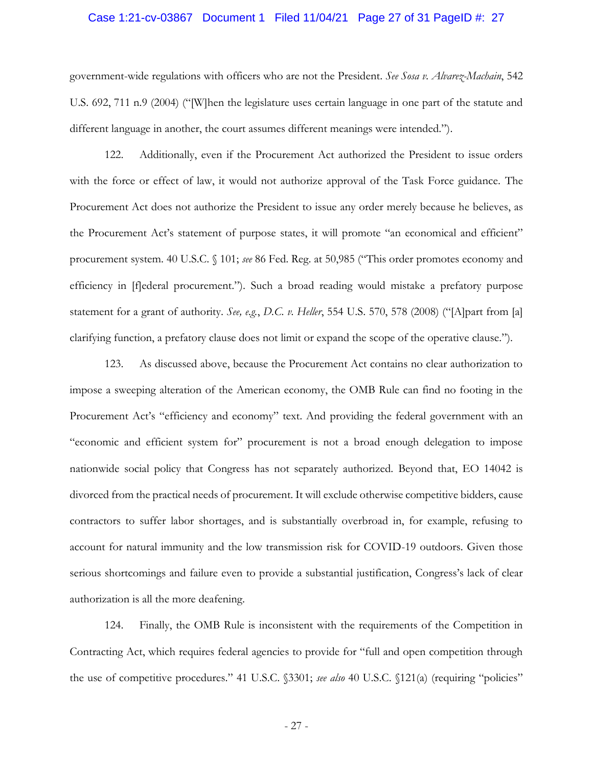government-wide regulations with officers who are not the President. *See Sosa v. Alvarez-Machain*, 542 U.S. 692, 711 n.9 (2004) ("[W]hen the legislature uses certain language in one part of the statute and different language in another, the court assumes different meanings were intended.").

122. Additionally, even if the Procurement Act authorized the President to issue orders with the force or effect of law, it would not authorize approval of the Task Force guidance. The Procurement Act does not authorize the President to issue any order merely because he believes, as the Procurement Act's statement of purpose states, it will promote "an economical and efficient" procurement system. 40 U.S.C. § 101; *see* 86 Fed. Reg. at 50,985 ("This order promotes economy and efficiency in [f]ederal procurement."). Such a broad reading would mistake a prefatory purpose statement for a grant of authority. *See, e.g.*, *D.C. v. Heller*, 554 U.S. 570, 578 (2008) ("[A]part from [a] clarifying function, a prefatory clause does not limit or expand the scope of the operative clause.").

123. As discussed above, because the Procurement Act contains no clear authorization to impose a sweeping alteration of the American economy, the OMB Rule can find no footing in the Procurement Act's "efficiency and economy" text. And providing the federal government with an "economic and efficient system for" procurement is not a broad enough delegation to impose nationwide social policy that Congress has not separately authorized. Beyond that, EO 14042 is divorced from the practical needs of procurement. It will exclude otherwise competitive bidders, cause contractors to suffer labor shortages, and is substantially overbroad in, for example, refusing to account for natural immunity and the low transmission risk for COVID-19 outdoors. Given those serious shortcomings and failure even to provide a substantial justification, Congress's lack of clear authorization is all the more deafening.

124. Finally, the OMB Rule is inconsistent with the requirements of the Competition in Contracting Act, which requires federal agencies to provide for "full and open competition through the use of competitive procedures." 41 U.S.C. §3301; *see also* 40 U.S.C. §121(a) (requiring "policies"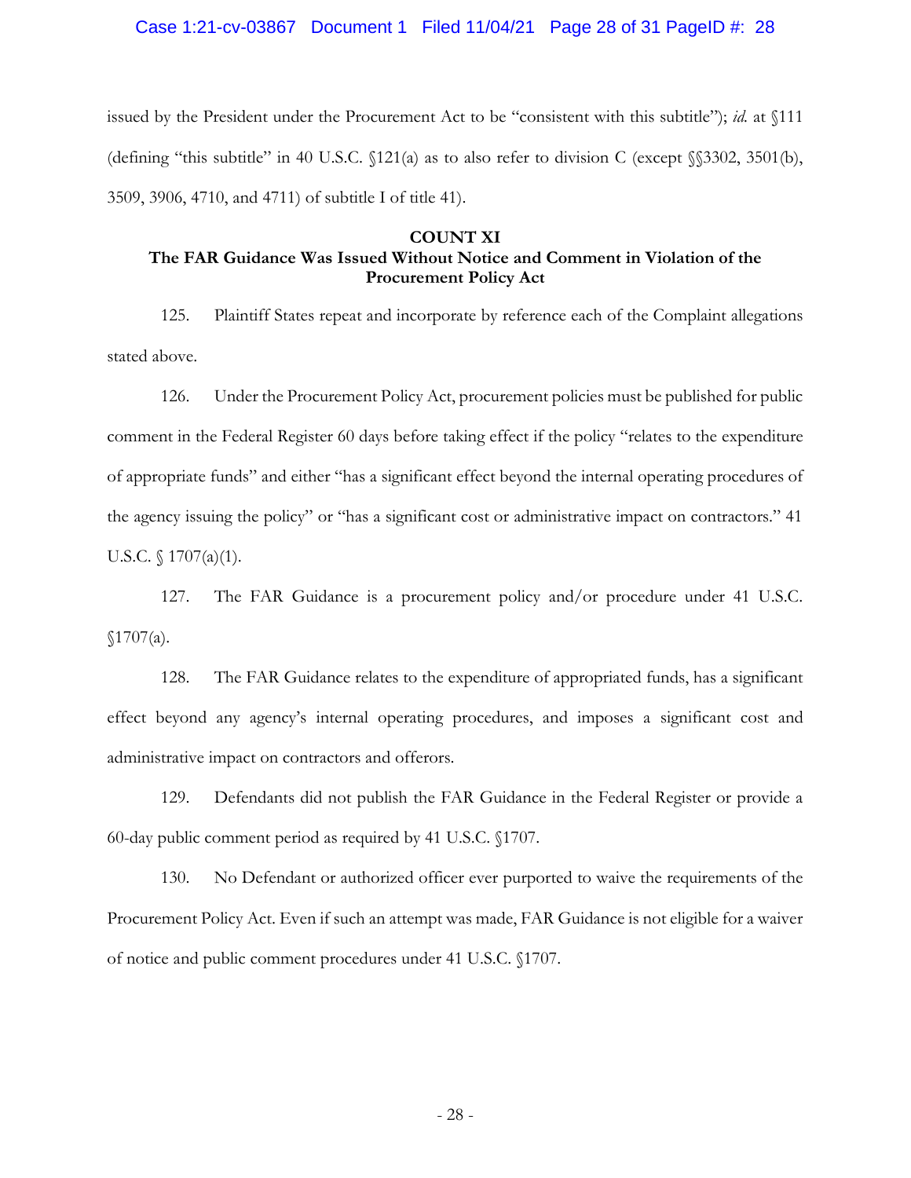issued by the President under the Procurement Act to be "consistent with this subtitle"); *id.* at §111 (defining "this subtitle" in 40 U.S.C. §121(a) as to also refer to division C (except §§3302, 3501(b), 3509, 3906, 4710, and 4711) of subtitle I of title 41).

**COUNT XI**

**The FAR Guidance Was Issued Without Notice and Comment in Violation of the Procurement Policy Act**

125. Plaintiff States repeat and incorporate by reference each of the Complaint allegations stated above.

126. Under the Procurement Policy Act, procurement policies must be published for public comment in the Federal Register 60 days before taking effect if the policy "relates to the expenditure of appropriate funds" and either "has a significant effect beyond the internal operating procedures of the agency issuing the policy" or "has a significant cost or administrative impact on contractors." 41 U.S.C. § 1707(a)(1).

127. The FAR Guidance is a procurement policy and/or procedure under 41 U.S.C. §1707(a).

128. The FAR Guidance relates to the expenditure of appropriated funds, has a significant effect beyond any agency's internal operating procedures, and imposes a significant cost and administrative impact on contractors and offerors.

129. Defendants did not publish the FAR Guidance in the Federal Register or provide a 60-day public comment period as required by 41 U.S.C. §1707.

130. No Defendant or authorized officer ever purported to waive the requirements of the Procurement Policy Act. Even if such an attempt was made, FAR Guidance is not eligible for a waiver of notice and public comment procedures under 41 U.S.C. §1707.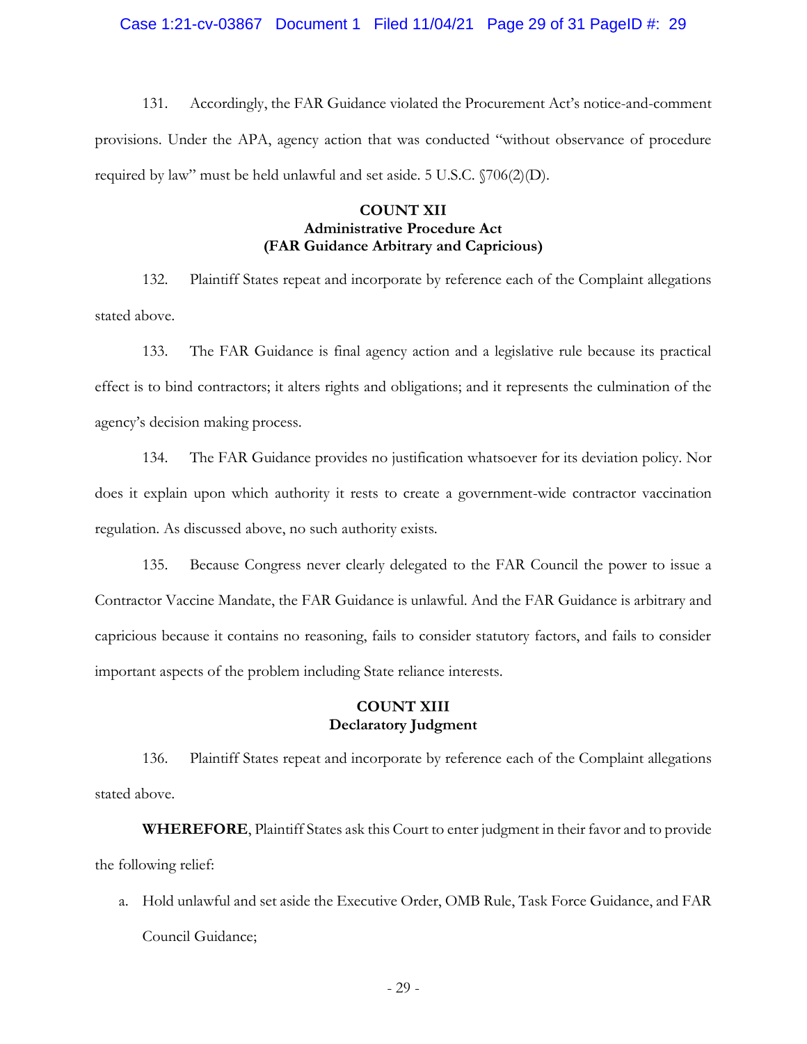131. Accordingly, the FAR Guidance violated the Procurement Act's notice-and-comment provisions. Under the APA, agency action that was conducted "without observance of procedure required by law" must be held unlawful and set aside. 5 U.S.C. §706(2)(D).

## COUNT XII
### Administrative Procedure Act
### (FAR Guidance Arbitrary and Capricious)

132. Plaintiff States repeat and incorporate by reference each of the Complaint allegations stated above.

133. The FAR Guidance is final agency action and a legislative rule because its practical effect is to bind contractors; it alters rights and obligations; and it represents the culmination of the agency's decision making process.

134. The FAR Guidance provides no justification whatsoever for its deviation policy. Nor does it explain upon which authority it rests to create a government-wide contractor vaccination regulation. As discussed above, no such authority exists.

135. Because Congress never clearly delegated to the FAR Council the power to issue a Contractor Vaccine Mandate, the FAR Guidance is unlawful. And the FAR Guidance is arbitrary and capricious because it contains no reasoning, fails to consider statutory factors, and fails to consider important aspects of the problem including State reliance interests.

## COUNT XIII
### Declaratory Judgment

136. Plaintiff States repeat and incorporate by reference each of the Complaint allegations stated above.

**WHEREFORE**, Plaintiff States ask this Court to enter judgment in their favor and to provide the following relief:

a. Hold unlawful and set aside the Executive Order, OMB Rule, Task Force Guidance, and FAR Council Guidance;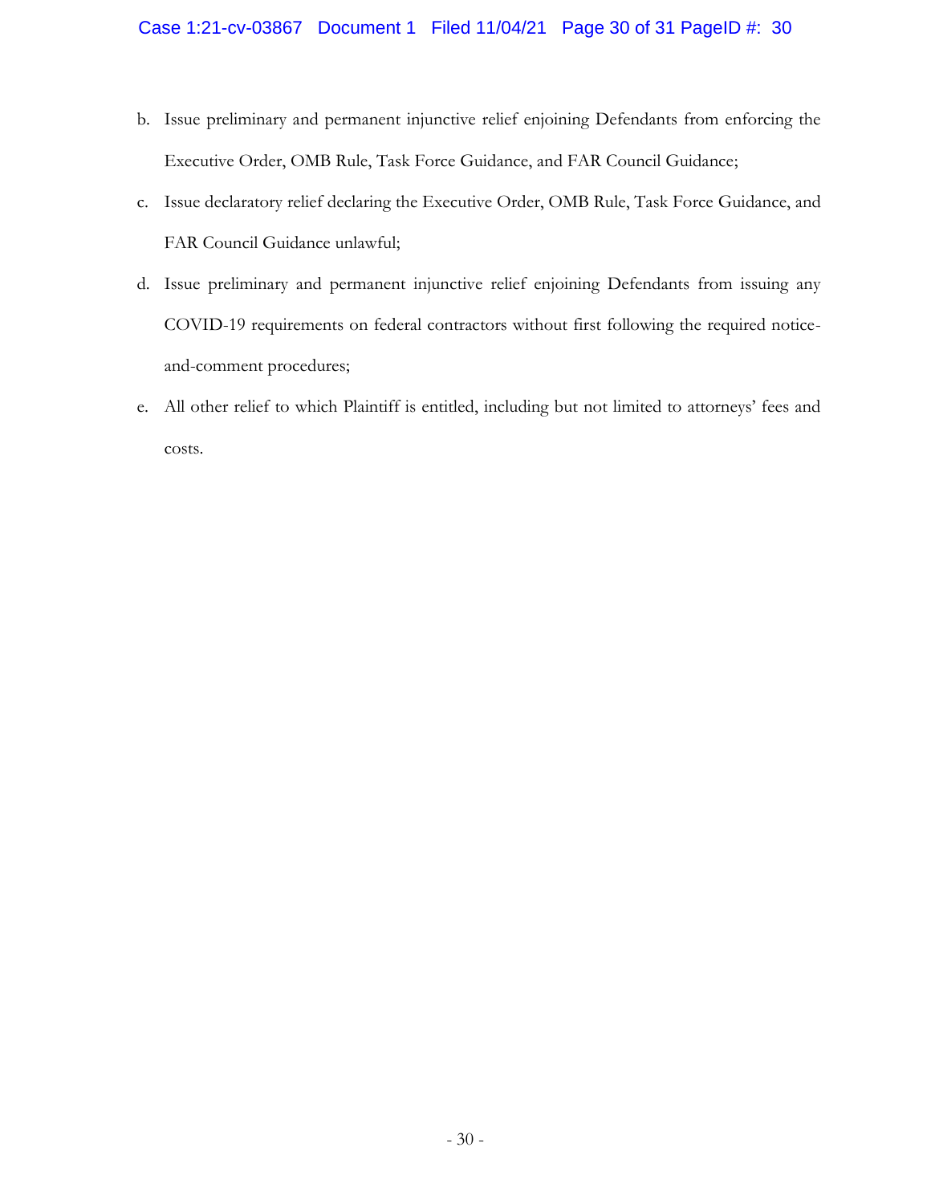b. Issue preliminary and permanent injunctive relief enjoining Defendants from enforcing the Executive Order, OMB Rule, Task Force Guidance, and FAR Council Guidance;

c. Issue declaratory relief declaring the Executive Order, OMB Rule, Task Force Guidance, and FAR Council Guidance unlawful;

d. Issue preliminary and permanent injunctive relief enjoining Defendants from issuing any COVID-19 requirements on federal contractors without first following the required notice-and-comment procedures;

e. All other relief to which Plaintiff is entitled, including but not limited to attorneys' fees and costs.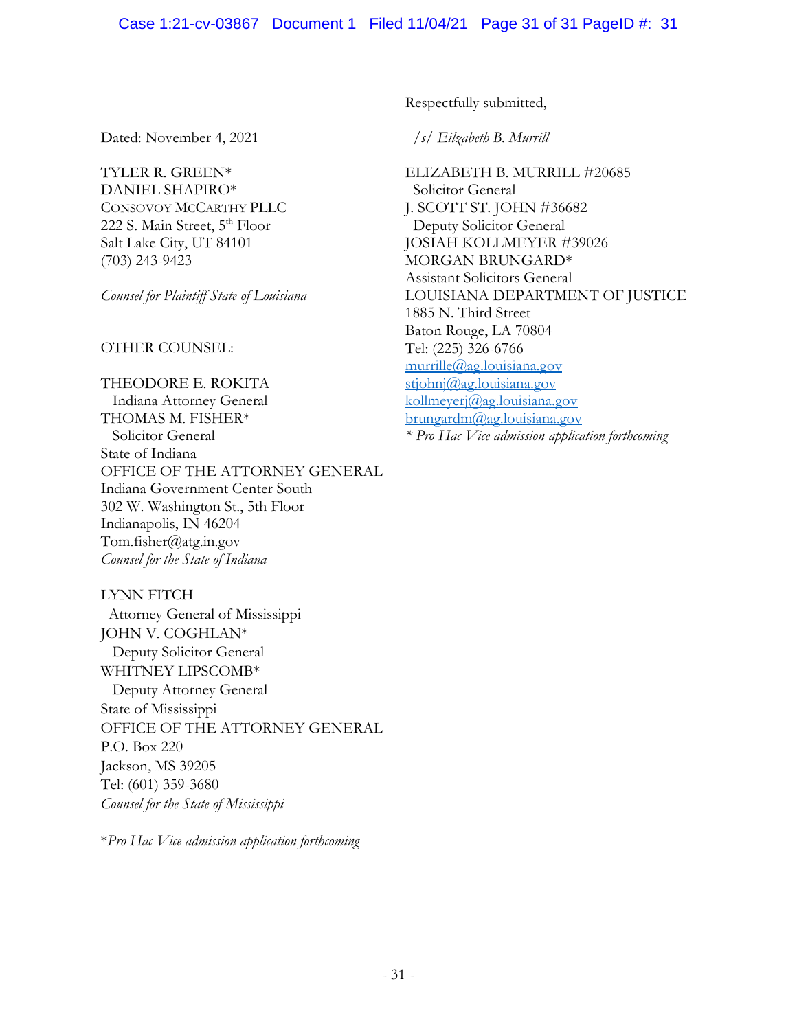Respectfully submitted,

Dated: November 4, 2021

*/s/ Eilzabeth B. Murrill*

ELIZABETH B. MURRILL #20685
Solicitor General
J. SCOTT ST. JOHN #36682
Deputy Solicitor General
JOSIAH KOLLMEYER #39026
MORGAN BRUNGARD*
Assistant Solicitors General
LOUISIANA DEPARTMENT OF JUSTICE
1885 N. Third Street
Baton Rouge, LA 70804
Tel: (225) 326-6766
murrille@ag.louisiana.gov
stjohnj@ag.louisiana.gov
kollmeyerj@ag.louisiana.gov
brungardm@ag.louisiana.gov
*\* Pro Hac Vice admission application forthcoming*

TYLER R. GREEN*
DANIEL SHAPIRO*
CONSOVOY MCCARTHY PLLC
222 S. Main Street, 5th Floor
Salt Lake City, UT 84101
(703) 243-9423

*Counsel for Plaintiff State of Louisiana*

OTHER COUNSEL:

THEODORE E. ROKITA
Indiana Attorney General
THOMAS M. FISHER*
Solicitor General
State of Indiana
OFFICE OF THE ATTORNEY GENERAL
Indiana Government Center South
302 W. Washington St., 5th Floor
Indianapolis, IN 46204
Tom.fisher@atg.in.gov
*Counsel for the State of Indiana*

LYNN FITCH
Attorney General of Mississippi
JOHN V. COGHLAN*
Deputy Solicitor General
WHITNEY LIPSCOMB*
Deputy Attorney General
State of Mississippi
OFFICE OF THE ATTORNEY GENERAL
P.O. Box 220
Jackson, MS 39205
Tel: (601) 359-3680
*Counsel for the State of Mississippi*

*\*Pro Hac Vice admission application forthcoming*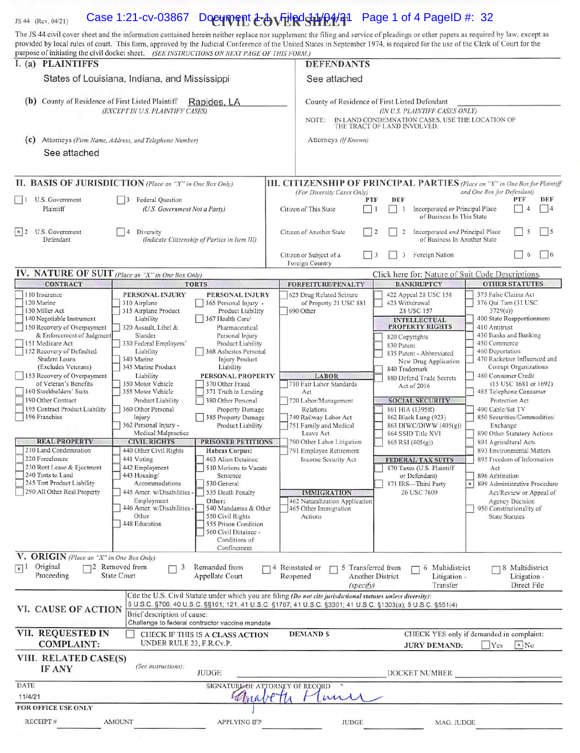JS 44 (Rev. 04/21)

# CIVIL COVER SHEET

The JS 44 civil cover sheet and the information contained herein neither replace nor supplement the filing and service of pleadings or other papers as required by law, except as provided by local rules of court. This form, approved by the Judicial Conference of the United States in September 1974, is required for the use of the Clerk of Court for the purpose of initiating the civil docket sheet. *(SEE INSTRUCTIONS ON NEXT PAGE OF THIS FORM.)*

## I. (a) PLAINTIFFS

States of Louisiana, Indiana, and Mississippi

**DEFENDANTS**

See attached

**(b)** County of Residence of First Listed Plaintiff: Rapides, LA
*(EXCEPT IN U.S. PLAINTIFF CASES)*

County of Residence of First Listed Defendant
*(IN U.S. PLAINTIFF CASES ONLY)*
NOTE: IN LAND CONDEMNATION CASES, USE THE LOCATION OF THE TRACT OF LAND INVOLVED.

**(c)** Attorneys *(Firm Name, Address, and Telephone Number)*

See attached

Attorneys *(If Known)*

## II. BASIS OF JURISDICTION *(Place an "X" in One Box Only)*

- [ ] 1 U.S. Government Plaintiff
- [ ] 3 Federal Question (U.S. Government Not a Party)
- [x] 2 U.S. Government Defendant
- [ ] 4 Diversity (Indicate Citizenship of Parties in Item III)

## III. CITIZENSHIP OF PRINCIPAL PARTIES *(Place an "X" in One Box for Plaintiff and One Box for Defendant)* (For Diversity Cases Only)

| | PTF | DEF | | PTF | DEF |
|---|---|---|---|---|---|
| Citizen of This State | ☐ 1 | ☐ 1 | Incorporated *or* Principal Place of Business In This State | ☐ 4 | ☐ 4 |
| Citizen of Another State | ☐ 2 | ☐ 2 | Incorporated *and* Principal Place of Business In Another State | ☐ 5 | ☐ 5 |
| Citizen or Subject of a Foreign Country | ☐ 3 | ☐ 3 | Foreign Nation | ☐ 6 | ☐ 6 |

## IV. NATURE OF SUIT *(Place an "X" in One Box Only)*

Click here for: Nature of Suit Code Descriptions.

**CONTRACT**
- ☐ 110 Insurance
- ☐ 120 Marine
- ☐ 130 Miller Act
- ☐ 140 Negotiable Instrument
- ☐ 150 Recovery of Overpayment & Enforcement of Judgment
- ☐ 151 Medicare Act
- ☐ 152 Recovery of Defaulted Student Loans (Excludes Veterans)
- ☐ 153 Recovery of Overpayment of Veteran's Benefits
- ☐ 160 Stockholders' Suits
- ☐ 190 Other Contract
- ☐ 195 Contract Product Liability
- ☐ 196 Franchise

**REAL PROPERTY**
- ☐ 210 Land Condemnation
- ☐ 220 Foreclosure
- ☐ 230 Rent Lease & Ejectment
- ☐ 240 Torts to Land
- ☐ 245 Tort Product Liability
- ☐ 290 All Other Real Property

**TORTS**

PERSONAL INJURY
- ☐ 310 Airplane
- ☐ 315 Airplane Product Liability
- ☐ 320 Assault, Libel & Slander
- ☐ 330 Federal Employers' Liability
- ☐ 340 Marine
- ☐ 345 Marine Product Liability
- ☐ 350 Motor Vehicle
- ☐ 355 Motor Vehicle Product Liability
- ☐ 360 Other Personal Injury
- ☐ 362 Personal Injury - Medical Malpractice

PERSONAL INJURY
- ☐ 365 Personal Injury - Product Liability
- ☐ 367 Health Care/ Pharmaceutical Personal Injury Product Liability
- ☐ 368 Asbestos Personal Injury Product Liability

PERSONAL PROPERTY
- ☐ 370 Other Fraud
- ☐ 371 Truth in Lending
- ☐ 380 Other Personal Property Damage
- ☐ 385 Property Damage Product Liability

**CIVIL RIGHTS**
- ☐ 440 Other Civil Rights
- ☐ 441 Voting
- ☐ 442 Employment
- ☐ 443 Housing/ Accommodations
- ☐ 445 Amer. w/Disabilities - Employment
- ☐ 446 Amer. w/Disabilities - Other
- ☐ 448 Education

**PRISONER PETITIONS**

Habeas Corpus:
- ☐ 463 Alien Detainee
- ☐ 510 Motions to Vacate Sentence
- ☐ 530 General
- ☐ 535 Death Penalty

Other:
- ☐ 540 Mandamus & Other
- ☐ 550 Civil Rights
- ☐ 555 Prison Condition
- ☐ 560 Civil Detainee - Conditions of Confinement

**FORFEITURE/PENALTY**
- ☐ 625 Drug Related Seizure of Property 21 USC 881
- ☐ 690 Other

**LABOR**
- ☐ 710 Fair Labor Standards Act
- ☐ 720 Labor/Management Relations
- ☐ 740 Railway Labor Act
- ☐ 751 Family and Medical Leave Act
- ☐ 790 Other Labor Litigation
- ☐ 791 Employee Retirement Income Security Act

**IMMIGRATION**
- ☐ 462 Naturalization Application
- ☐ 465 Other Immigration Actions

**BANKRUPTCY**
- ☐ 422 Appeal 28 USC 158
- ☐ 423 Withdrawal 28 USC 157

**INTELLECTUAL PROPERTY RIGHTS**
- ☐ 820 Copyrights
- ☐ 830 Patent
- ☐ 835 Patent - Abbreviated New Drug Application
- ☐ 840 Trademark
- ☐ 880 Defend Trade Secrets Act of 2016

**SOCIAL SECURITY**
- ☐ 861 HIA (1395ff)
- ☐ 862 Black Lung (923)
- ☐ 863 DIWC/DIWW (405(g))
- ☐ 864 SSID Title XVI
- ☐ 865 RSI (405(g))

**FEDERAL TAX SUITS**
- ☐ 870 Taxes (U.S. Plaintiff or Defendant)
- ☐ 871 IRS—Third Party 26 USC 7609

**OTHER STATUTES**
- ☐ 375 False Claims Act
- ☐ 376 Qui Tam (31 USC 3729(a))
- ☐ 400 State Reapportionment
- ☐ 410 Antitrust
- ☐ 430 Banks and Banking
- ☐ 450 Commerce
- ☐ 460 Deportation
- ☐ 470 Racketeer Influenced and Corrupt Organizations
- ☐ 480 Consumer Credit (15 USC 1681 or 1692)
- ☐ 485 Telephone Consumer Protection Act
- ☐ 490 Cable/Sat TV
- ☐ 850 Securities/Commodities/ Exchange
- ☐ 890 Other Statutory Actions
- ☐ 891 Agricultural Acts
- ☐ 893 Environmental Matters
- ☐ 895 Freedom of Information Act
- ☐ 896 Arbitration
- ☒ 899 Administrative Procedure Act/Review or Appeal of Agency Decision
- ☐ 950 Constitutionality of State Statutes

## V. ORIGIN *(Place an "X" in One Box Only)*

- [x] 1 Original Proceeding
- [ ] 2 Removed from State Court
- [ ] 3 Remanded from Appellate Court
- [ ] 4 Reinstated or Reopened
- [ ] 5 Transferred from Another District *(specify)*
- [ ] 6 Multidistrict Litigation - Transfer
- [ ] 8 Multidistrict Litigation - Direct File

## VI. CAUSE OF ACTION

Cite the U.S. Civil Statute under which you are filing *(Do not cite jurisdictional statutes unless diversity)*:
5 U.S.C. §706; 40 U.S.C. §§101; 121; 41 U.S.C. §1707; 41 U.S.C. §3301; 41 U.S.C. §1303(a); 5 U.S.C. §551(4)

Brief description of cause:
Challenge to federal contractor vaccine mandate

## VII. REQUESTED IN COMPLAINT:

- [ ] CHECK IF THIS IS A CLASS ACTION UNDER RULE 23, F.R.Cv.P.

DEMAND $

CHECK YES only if demanded in complaint:
JURY DEMAND: ☐ Yes ☒ No

## VIII. RELATED CASE(S) IF ANY

*(See instructions)*: JUDGE ____________ DOCKET NUMBER ____________

DATE: 11/4/21

SIGNATURE OF ATTORNEY OF RECORD: Amabeth Munn

**FOR OFFICE USE ONLY**

RECEIPT # ______ AMOUNT ______ APPLYING IFP ______ JUDGE ______ MAG. JUDGE ______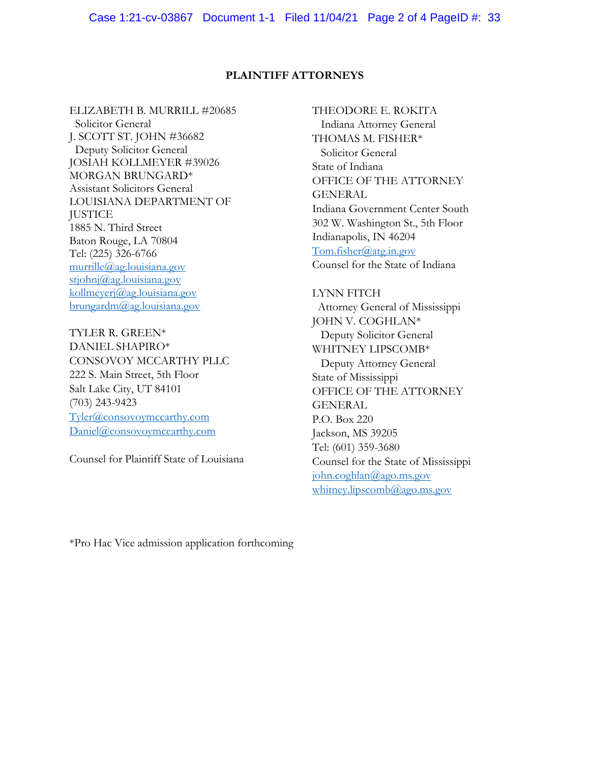**PLAINTIFF ATTORNEYS**

ELIZABETH B. MURRILL #20685
Solicitor General
J. SCOTT ST. JOHN #36682
Deputy Solicitor General
JOSIAH KOLLMEYER #39026
MORGAN BRUNGARD*
Assistant Solicitors General
LOUISIANA DEPARTMENT OF JUSTICE
1885 N. Third Street
Baton Rouge, LA 70804
Tel: (225) 326-6766
murrille@ag.louisiana.gov
stjohnj@ag.louisiana.gov
kollmeyerj@ag.louisiana.gov
brungardm@ag.louisiana.gov

TYLER R. GREEN*
DANIEL SHAPIRO*
CONSOVOY MCCARTHY PLLC
222 S. Main Street, 5th Floor
Salt Lake City, UT 84101
(703) 243-9423
Tyler@consovoymccarthy.com
Daniel@consovoymccarthy.com

Counsel for Plaintiff State of Louisiana

THEODORE E. ROKITA
Indiana Attorney General
THOMAS M. FISHER*
Solicitor General
State of Indiana
OFFICE OF THE ATTORNEY GENERAL
Indiana Government Center South
302 W. Washington St., 5th Floor
Indianapolis, IN 46204
Tom.fisher@atg.in.gov
Counsel for the State of Indiana

LYNN FITCH
Attorney General of Mississippi
JOHN V. COGHLAN*
Deputy Solicitor General
WHITNEY LIPSCOMB*
Deputy Attorney General
State of Mississippi
OFFICE OF THE ATTORNEY GENERAL
P.O. Box 220
Jackson, MS 39205
Tel: (601) 359-3680
Counsel for the State of Mississippi
john.coghlan@ago.ms.gov
whitney.lipscomb@ago.ms.gov

*Pro Hac Vice admission application forthcoming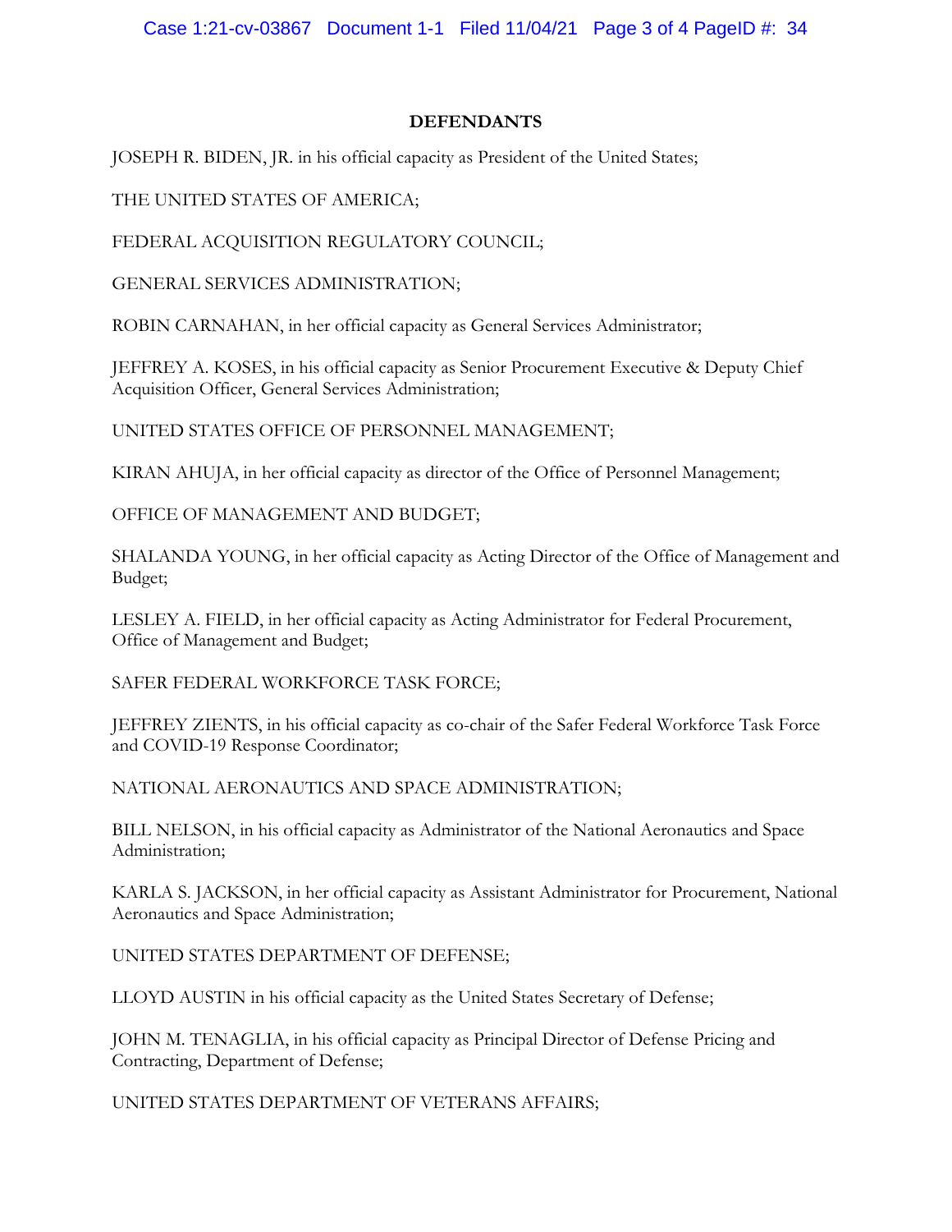**DEFENDANTS**

JOSEPH R. BIDEN, JR. in his official capacity as President of the United States;

THE UNITED STATES OF AMERICA;

FEDERAL ACQUISITION REGULATORY COUNCIL;

GENERAL SERVICES ADMINISTRATION;

ROBIN CARNAHAN, in her official capacity as General Services Administrator;

JEFFREY A. KOSES, in his official capacity as Senior Procurement Executive & Deputy Chief Acquisition Officer, General Services Administration;

UNITED STATES OFFICE OF PERSONNEL MANAGEMENT;

KIRAN AHUJA, in her official capacity as director of the Office of Personnel Management;

OFFICE OF MANAGEMENT AND BUDGET;

SHALANDA YOUNG, in her official capacity as Acting Director of the Office of Management and Budget;

LESLEY A. FIELD, in her official capacity as Acting Administrator for Federal Procurement, Office of Management and Budget;

SAFER FEDERAL WORKFORCE TASK FORCE;

JEFFREY ZIENTS, in his official capacity as co-chair of the Safer Federal Workforce Task Force and COVID-19 Response Coordinator;

NATIONAL AERONAUTICS AND SPACE ADMINISTRATION;

BILL NELSON, in his official capacity as Administrator of the National Aeronautics and Space Administration;

KARLA S. JACKSON, in her official capacity as Assistant Administrator for Procurement, National Aeronautics and Space Administration;

UNITED STATES DEPARTMENT OF DEFENSE;

LLOYD AUSTIN in his official capacity as the United States Secretary of Defense;

JOHN M. TENAGLIA, in his official capacity as Principal Director of Defense Pricing and Contracting, Department of Defense;

UNITED STATES DEPARTMENT OF VETERANS AFFAIRS;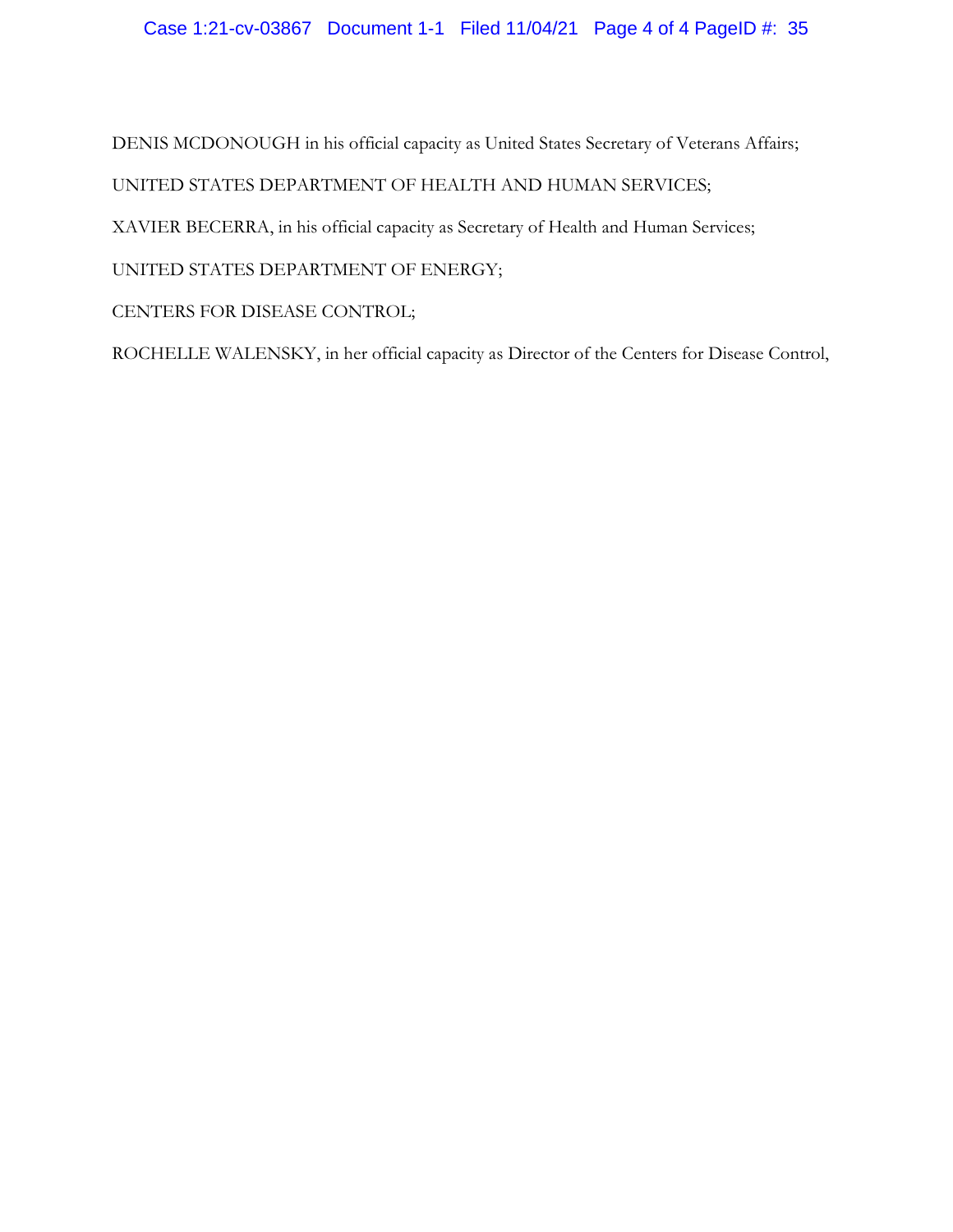DENIS MCDONOUGH in his official capacity as United States Secretary of Veterans Affairs;

UNITED STATES DEPARTMENT OF HEALTH AND HUMAN SERVICES;

XAVIER BECERRA, in his official capacity as Secretary of Health and Human Services;

UNITED STATES DEPARTMENT OF ENERGY;

CENTERS FOR DISEASE CONTROL;

ROCHELLE WALENSKY, in her official capacity as Director of the Centers for Disease Control,